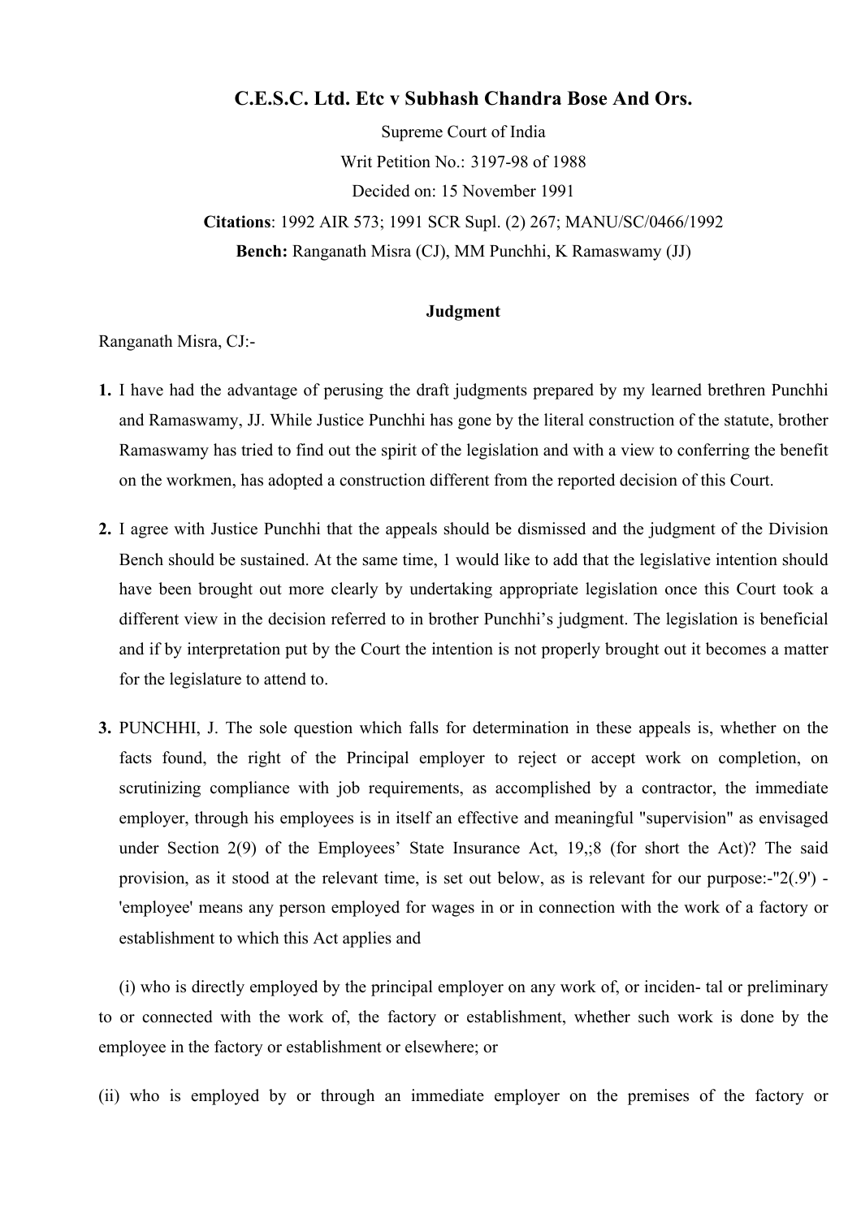# C.E.S.C. Ltd. Etc v Subhash Chandra Bose And Ors.

Supreme Court of India

Writ Petition No.: 3197-98 of 1988

Decided on: 15 November 1991

**Citations**: 1992 AIR 573; 1991 SCR Supl. (2) 267; MANU/SC/0466/1992

**Bench:** Ranganath Misra (CJ), MM Punchhi, K Ramaswamy (JJ)

## Judgment

Ranganath Misra, CJ:-

**1.** I have had the advantage of perusing the draft judgments prepared by my learned brethren Punchhi and Ramaswamy, JJ. While Justice Punchhi has gone by the literal construction of the statute, brother Ramaswamy has tried to find out the spirit of the legislation and with a view to conferring the benefit on the workmen, has adopted a construction different from the reported decision of this Court.

**2.** I agree with Justice Punchhi that the appeals should be dismissed and the judgment of the Division Bench should be sustained. At the same time, 1 would like to add that the legislative intention should have been brought out more clearly by undertaking appropriate legislation once this Court took a different view in the decision referred to in brother Punchhi's judgment. The legislation is beneficial and if by interpretation put by the Court the intention is not properly brought out it becomes a matter for the legislature to attend to.

**3.** PUNCHHI, J. The sole question which falls for determination in these appeals is, whether on the facts found, the right of the Principal employer to reject or accept work on completion, on scrutinizing compliance with job requirements, as accomplished by a contractor, the immediate employer, through his employees is in itself an effective and meaningful "supervision" as envisaged under Section 2(9) of the Employees' State Insurance Act, 19,;8 (for short the Act)? The said provision, as it stood at the relevant time, is set out below, as is relevant for our purpose:-"2(.9') - 'employee' means any person employed for wages in or in connection with the work of a factory or establishment to which this Act applies and

(i) who is directly employed by the principal employer on any work of, or inciden- tal or preliminary to or connected with the work of, the factory or establishment, whether such work is done by the employee in the factory or establishment or elsewhere; or

(ii) who is employed by or through an immediate employer on the premises of the factory or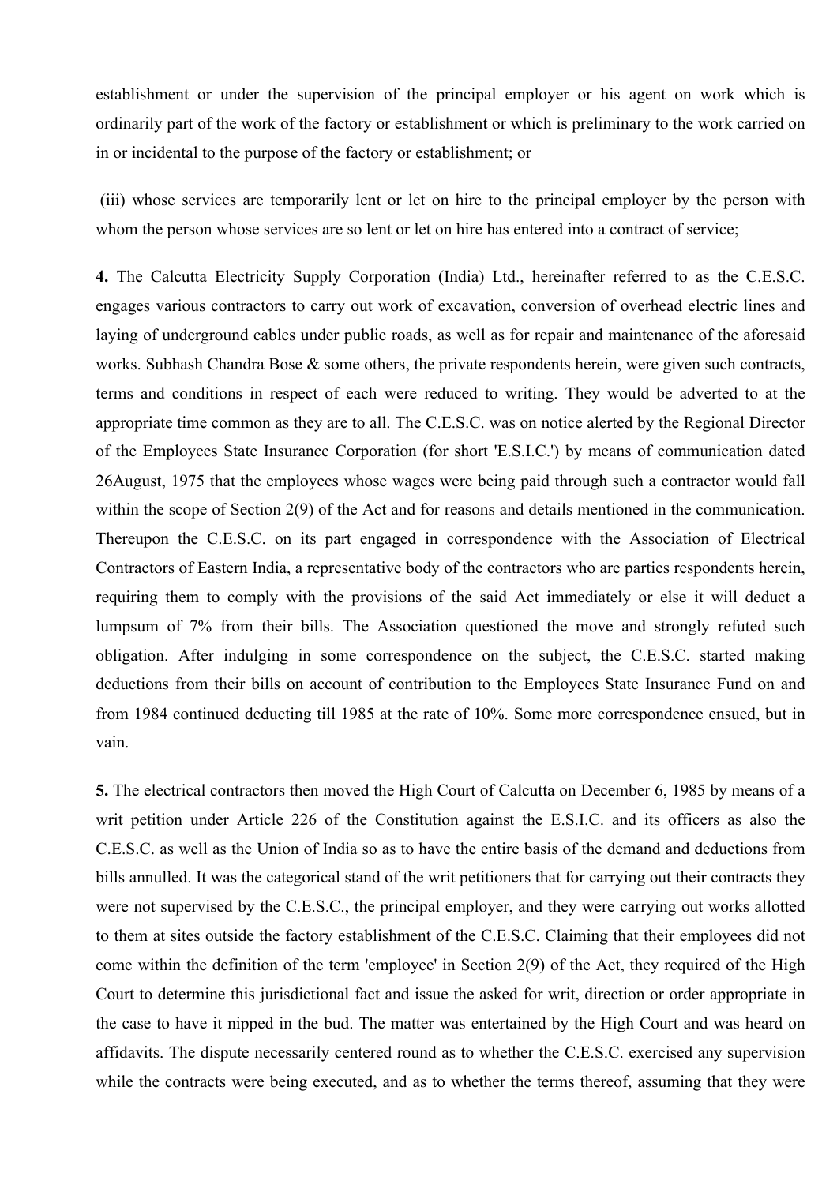establishment or under the supervision of the principal employer or his agent on work which is ordinarily part of the work of the factory or establishment or which is preliminary to the work carried on in or incidental to the purpose of the factory or establishment; or

(iii) whose services are temporarily lent or let on hire to the principal employer by the person with whom the person whose services are so lent or let on hire has entered into a contract of service;

**4.** The Calcutta Electricity Supply Corporation (India) Ltd., hereinafter referred to as the C.E.S.C. engages various contractors to carry out work of excavation, conversion of overhead electric lines and laying of underground cables under public roads, as well as for repair and maintenance of the aforesaid works. Subhash Chandra Bose & some others, the private respondents herein, were given such contracts, terms and conditions in respect of each were reduced to writing. They would be adverted to at the appropriate time common as they are to all. The C.E.S.C. was on notice alerted by the Regional Director of the Employees State Insurance Corporation (for short 'E.S.I.C.') by means of communication dated 26August, 1975 that the employees whose wages were being paid through such a contractor would fall within the scope of Section 2(9) of the Act and for reasons and details mentioned in the communication. Thereupon the C.E.S.C. on its part engaged in correspondence with the Association of Electrical Contractors of Eastern India, a representative body of the contractors who are parties respondents herein, requiring them to comply with the provisions of the said Act immediately or else it will deduct a lumpsum of 7% from their bills. The Association questioned the move and strongly refuted such obligation. After indulging in some correspondence on the subject, the C.E.S.C. started making deductions from their bills on account of contribution to the Employees State Insurance Fund on and from 1984 continued deducting till 1985 at the rate of 10%. Some more correspondence ensued, but in vain.

**5.** The electrical contractors then moved the High Court of Calcutta on December 6, 1985 by means of a writ petition under Article 226 of the Constitution against the E.S.I.C. and its officers as also the C.E.S.C. as well as the Union of India so as to have the entire basis of the demand and deductions from bills annulled. It was the categorical stand of the writ petitioners that for carrying out their contracts they were not supervised by the C.E.S.C., the principal employer, and they were carrying out works allotted to them at sites outside the factory establishment of the C.E.S.C. Claiming that their employees did not come within the definition of the term 'employee' in Section 2(9) of the Act, they required of the High Court to determine this jurisdictional fact and issue the asked for writ, direction or order appropriate in the case to have it nipped in the bud. The matter was entertained by the High Court and was heard on affidavits. The dispute necessarily centered round as to whether the C.E.S.C. exercised any supervision while the contracts were being executed, and as to whether the terms thereof, assuming that they were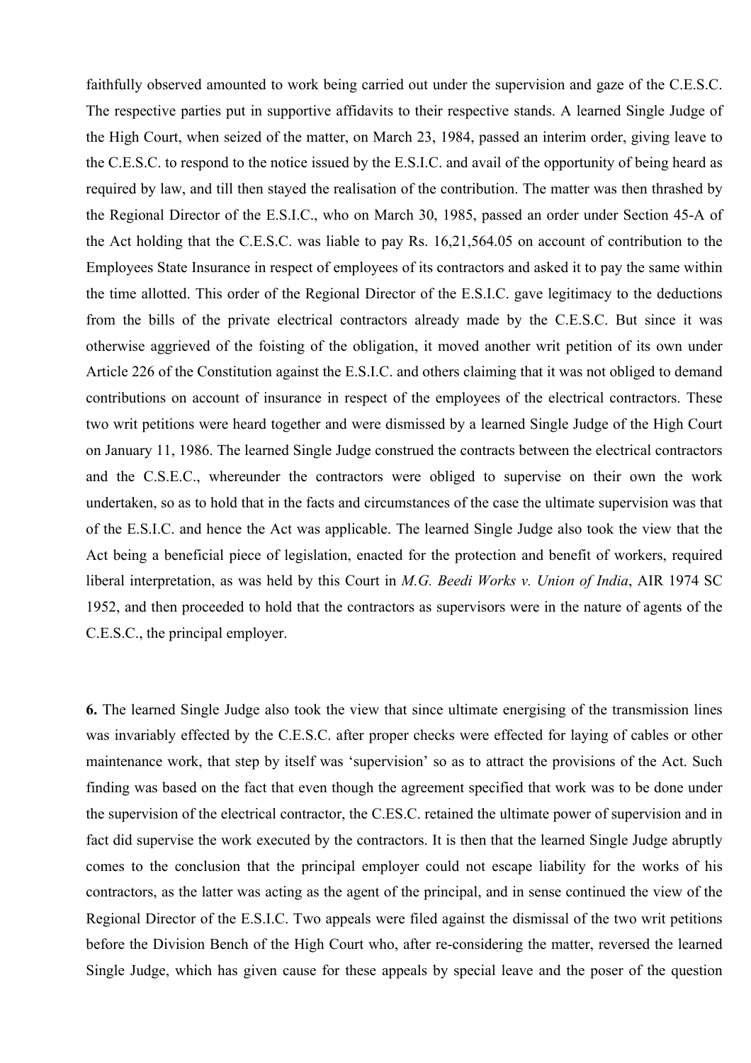faithfully observed amounted to work being carried out under the supervision and gaze of the C.E.S.C. The respective parties put in supportive affidavits to their respective stands. A learned Single Judge of the High Court, when seized of the matter, on March 23, 1984, passed an interim order, giving leave to the C.E.S.C. to respond to the notice issued by the E.S.I.C. and avail of the opportunity of being heard as required by law, and till then stayed the realisation of the contribution. The matter was then thrashed by the Regional Director of the E.S.I.C., who on March 30, 1985, passed an order under Section 45-A of the Act holding that the C.E.S.C. was liable to pay Rs. 16,21,564.05 on account of contribution to the Employees State Insurance in respect of employees of its contractors and asked it to pay the same within the time allotted. This order of the Regional Director of the E.S.I.C. gave legitimacy to the deductions from the bills of the private electrical contractors already made by the C.E.S.C. But since it was otherwise aggrieved of the foisting of the obligation, it moved another writ petition of its own under Article 226 of the Constitution against the E.S.I.C. and others claiming that it was not obliged to demand contributions on account of insurance in respect of the employees of the electrical contractors. These two writ petitions were heard together and were dismissed by a learned Single Judge of the High Court on January 11, 1986. The learned Single Judge construed the contracts between the electrical contractors and the C.S.E.C., whereunder the contractors were obliged to supervise on their own the work undertaken, so as to hold that in the facts and circumstances of the case the ultimate supervision was that of the E.S.I.C. and hence the Act was applicable. The learned Single Judge also took the view that the Act being a beneficial piece of legislation, enacted for the protection and benefit of workers, required liberal interpretation, as was held by this Court in *M.G. Beedi Works v. Union of India*, AIR 1974 SC 1952, and then proceeded to hold that the contractors as supervisors were in the nature of agents of the C.E.S.C., the principal employer.

**6.** The learned Single Judge also took the view that since ultimate energising of the transmission lines was invariably effected by the C.E.S.C. after proper checks were effected for laying of cables or other maintenance work, that step by itself was 'supervision' so as to attract the provisions of the Act. Such finding was based on the fact that even though the agreement specified that work was to be done under the supervision of the electrical contractor, the C.ES.C. retained the ultimate power of supervision and in fact did supervise the work executed by the contractors. It is then that the learned Single Judge abruptly comes to the conclusion that the principal employer could not escape liability for the works of his contractors, as the latter was acting as the agent of the principal, and in sense continued the view of the Regional Director of the E.S.I.C. Two appeals were filed against the dismissal of the two writ petitions before the Division Bench of the High Court who, after re-considering the matter, reversed the learned Single Judge, which has given cause for these appeals by special leave and the poser of the question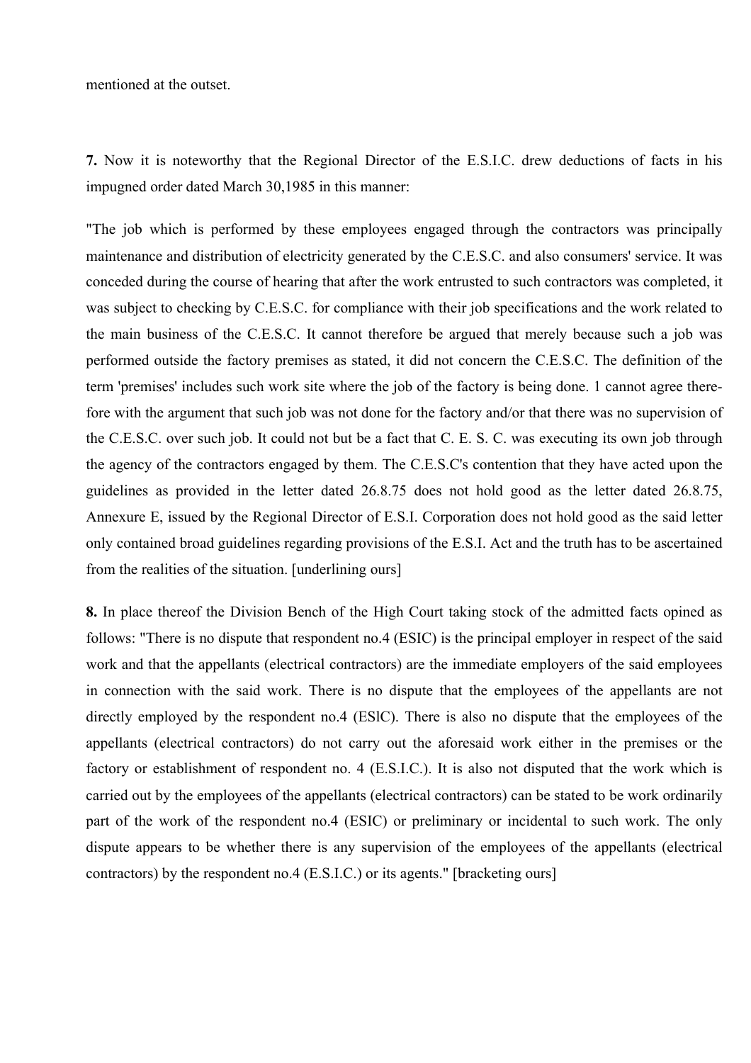mentioned at the outset.

**7.** Now it is noteworthy that the Regional Director of the E.S.I.C. drew deductions of facts in his impugned order dated March 30,1985 in this manner:

"The job which is performed by these employees engaged through the contractors was principally maintenance and distribution of electricity generated by the C.E.S.C. and also consumers' service. It was conceded during the course of hearing that after the work entrusted to such contractors was completed, it was subject to checking by C.E.S.C. for compliance with their job specifications and the work related to the main business of the C.E.S.C. It cannot therefore be argued that merely because such a job was performed outside the factory premises as stated, it did not concern the C.E.S.C. The definition of the term 'premises' includes such work site where the job of the factory is being done. 1 cannot agree therefore with the argument that such job was not done for the factory and/or that there was no supervision of the C.E.S.C. over such job. It could not but be a fact that C. E. S. C. was executing its own job through the agency of the contractors engaged by them. The C.E.S.C's contention that they have acted upon the guidelines as provided in the letter dated 26.8.75 does not hold good as the letter dated 26.8.75, Annexure E, issued by the Regional Director of E.S.I. Corporation does not hold good as the said letter only contained broad guidelines regarding provisions of the E.S.I. Act and the truth has to be ascertained from the realities of the situation. [underlining ours]

**8.** In place thereof the Division Bench of the High Court taking stock of the admitted facts opined as follows: "There is no dispute that respondent no.4 (ESIC) is the principal employer in respect of the said work and that the appellants (electrical contractors) are the immediate employers of the said employees in connection with the said work. There is no dispute that the employees of the appellants are not directly employed by the respondent no.4 (ESIC). There is also no dispute that the employees of the appellants (electrical contractors) do not carry out the aforesaid work either in the premises or the factory or establishment of respondent no. 4 (E.S.I.C.). It is also not disputed that the work which is carried out by the employees of the appellants (electrical contractors) can be stated to be work ordinarily part of the work of the respondent no.4 (ESIC) or preliminary or incidental to such work. The only dispute appears to be whether there is any supervision of the employees of the appellants (electrical contractors) by the respondent no.4 (E.S.I.C.) or its agents." [bracketing ours]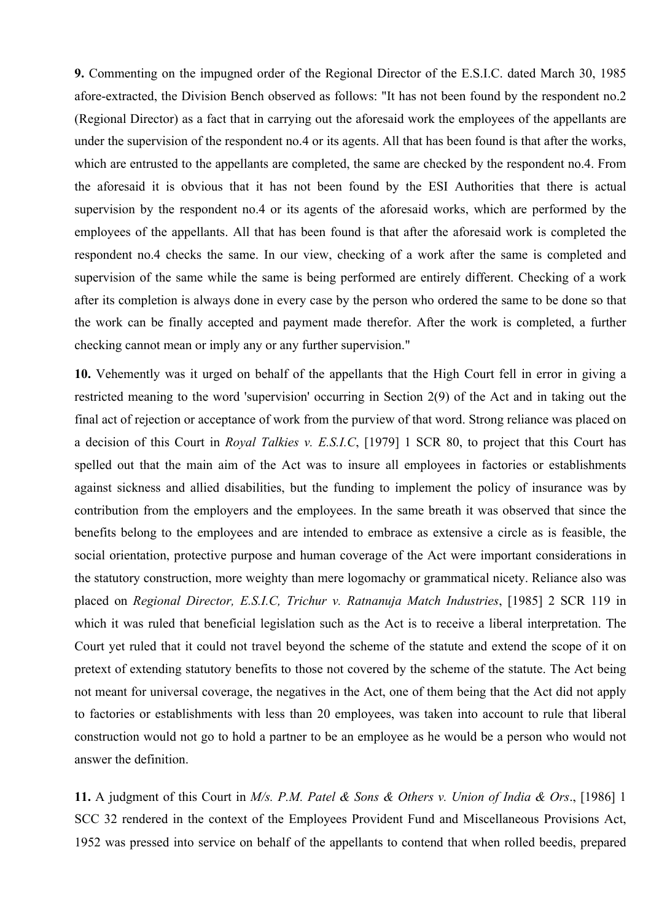**9.** Commenting on the impugned order of the Regional Director of the E.S.I.C. dated March 30, 1985 afore-extracted, the Division Bench observed as follows: "It has not been found by the respondent no.2 (Regional Director) as a fact that in carrying out the aforesaid work the employees of the appellants are under the supervision of the respondent no.4 or its agents. All that has been found is that after the works, which are entrusted to the appellants are completed, the same are checked by the respondent no.4. From the aforesaid it is obvious that it has not been found by the ESI Authorities that there is actual supervision by the respondent no.4 or its agents of the aforesaid works, which are performed by the employees of the appellants. All that has been found is that after the aforesaid work is completed the respondent no.4 checks the same. In our view, checking of a work after the same is completed and supervision of the same while the same is being performed are entirely different. Checking of a work after its completion is always done in every case by the person who ordered the same to be done so that the work can be finally accepted and payment made therefor. After the work is completed, a further checking cannot mean or imply any or any further supervision."

**10.** Vehemently was it urged on behalf of the appellants that the High Court fell in error in giving a restricted meaning to the word 'supervision' occurring in Section 2(9) of the Act and in taking out the final act of rejection or acceptance of work from the purview of that word. Strong reliance was placed on a decision of this Court in *Royal Talkies v. E.S.I.C*, [1979] 1 SCR 80, to project that this Court has spelled out that the main aim of the Act was to insure all employees in factories or establishments against sickness and allied disabilities, but the funding to implement the policy of insurance was by contribution from the employers and the employees. In the same breath it was observed that since the benefits belong to the employees and are intended to embrace as extensive a circle as is feasible, the social orientation, protective purpose and human coverage of the Act were important considerations in the statutory construction, more weighty than mere logomachy or grammatical nicety. Reliance also was placed on *Regional Director, E.S.I.C, Trichur v. Ratnanuja Match Industries*, [1985] 2 SCR 119 in which it was ruled that beneficial legislation such as the Act is to receive a liberal interpretation. The Court yet ruled that it could not travel beyond the scheme of the statute and extend the scope of it on pretext of extending statutory benefits to those not covered by the scheme of the statute. The Act being not meant for universal coverage, the negatives in the Act, one of them being that the Act did not apply to factories or establishments with less than 20 employees, was taken into account to rule that liberal construction would not go to hold a partner to be an employee as he would be a person who would not answer the definition.

**11.** A judgment of this Court in *M/s. P.M. Patel & Sons & Others v. Union of India & Ors*., [1986] 1 SCC 32 rendered in the context of the Employees Provident Fund and Miscellaneous Provisions Act, 1952 was pressed into service on behalf of the appellants to contend that when rolled beedis, prepared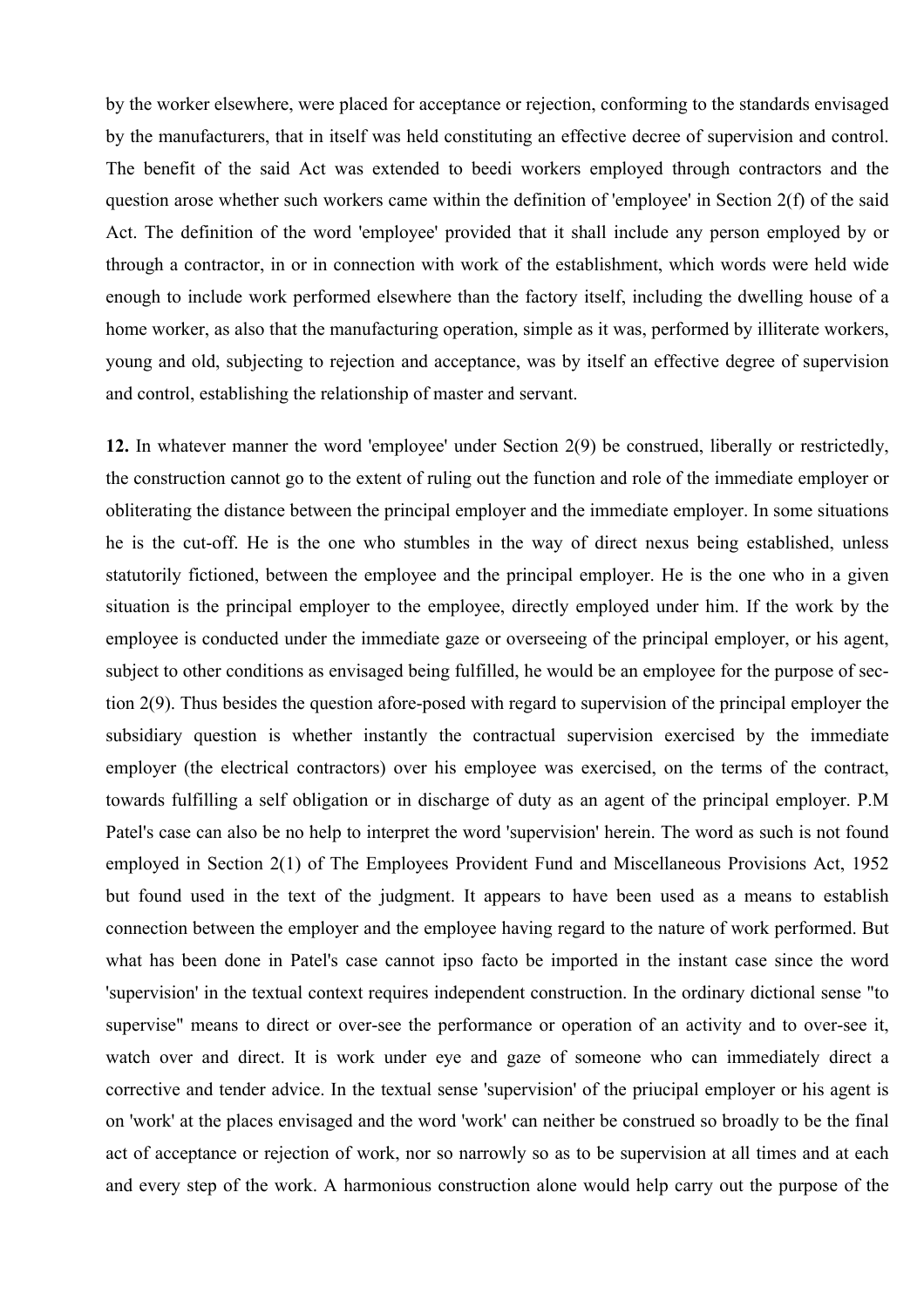by the worker elsewhere, were placed for acceptance or rejection, conforming to the standards envisaged by the manufacturers, that in itself was held constituting an effective decree of supervision and control. The benefit of the said Act was extended to beedi workers employed through contractors and the question arose whether such workers came within the definition of 'employee' in Section 2(f) of the said Act. The definition of the word 'employee' provided that it shall include any person employed by or through a contractor, in or in connection with work of the establishment, which words were held wide enough to include work performed elsewhere than the factory itself, including the dwelling house of a home worker, as also that the manufacturing operation, simple as it was, performed by illiterate workers, young and old, subjecting to rejection and acceptance, was by itself an effective degree of supervision and control, establishing the relationship of master and servant.

**12.** In whatever manner the word 'employee' under Section 2(9) be construed, liberally or restrictedly, the construction cannot go to the extent of ruling out the function and role of the immediate employer or obliterating the distance between the principal employer and the immediate employer. In some situations he is the cut-off. He is the one who stumbles in the way of direct nexus being established, unless statutorily fictioned, between the employee and the principal employer. He is the one who in a given situation is the principal employer to the employee, directly employed under him. If the work by the employee is conducted under the immediate gaze or overseeing of the principal employer, or his agent, subject to other conditions as envisaged being fulfilled, he would be an employee for the purpose of section 2(9). Thus besides the question afore-posed with regard to supervision of the principal employer the subsidiary question is whether instantly the contractual supervision exercised by the immediate employer (the electrical contractors) over his employee was exercised, on the terms of the contract, towards fulfilling a self obligation or in discharge of duty as an agent of the principal employer. P.M Patel's case can also be no help to interpret the word 'supervision' herein. The word as such is not found employed in Section 2(1) of The Employees Provident Fund and Miscellaneous Provisions Act, 1952 but found used in the text of the judgment. It appears to have been used as a means to establish connection between the employer and the employee having regard to the nature of work performed. But what has been done in Patel's case cannot ipso facto be imported in the instant case since the word 'supervision' in the textual context requires independent construction. In the ordinary dictional sense "to supervise" means to direct or over-see the performance or operation of an activity and to over-see it, watch over and direct. It is work under eye and gaze of someone who can immediately direct a corrective and tender advice. In the textual sense 'supervision' of the priucipal employer or his agent is on 'work' at the places envisaged and the word 'work' can neither be construed so broadly to be the final act of acceptance or rejection of work, nor so narrowly so as to be supervision at all times and at each and every step of the work. A harmonious construction alone would help carry out the purpose of the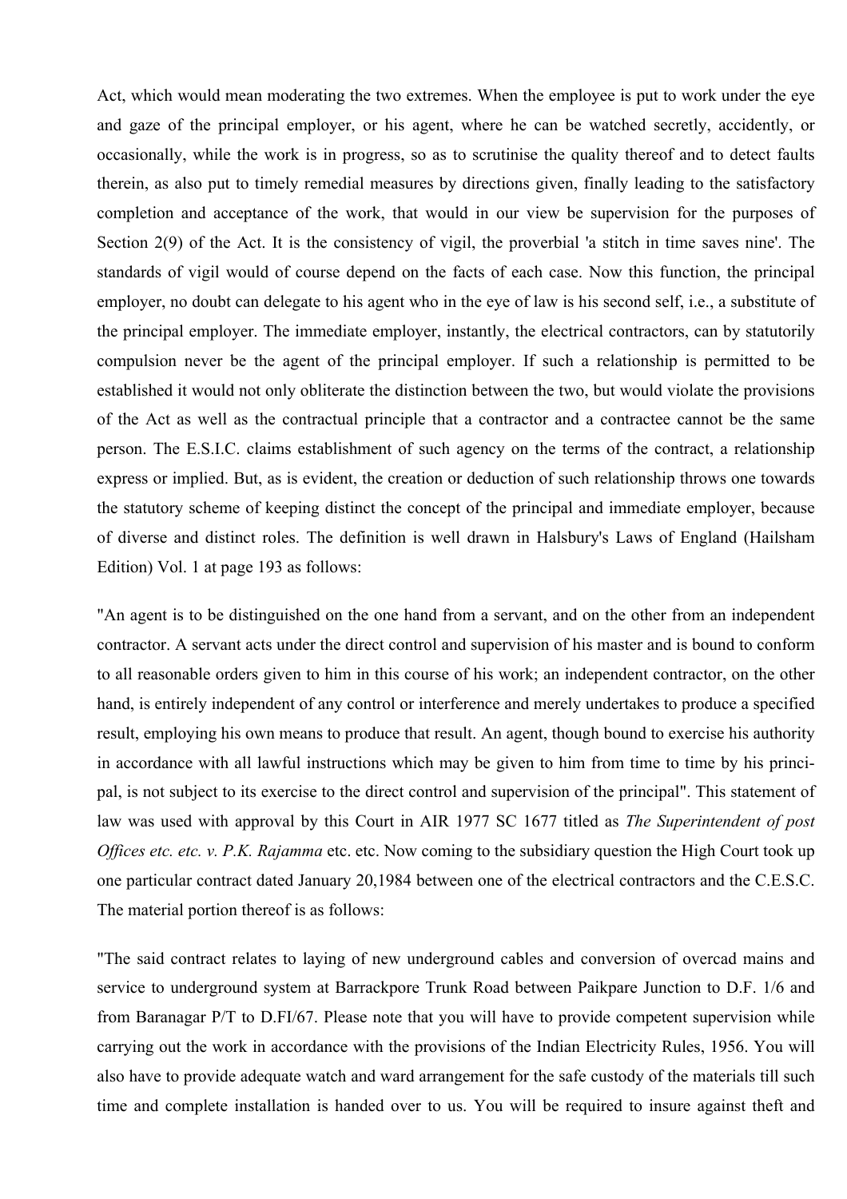Act, which would mean moderating the two extremes. When the employee is put to work under the eye and gaze of the principal employer, or his agent, where he can be watched secretly, accidently, or occasionally, while the work is in progress, so as to scrutinise the quality thereof and to detect faults therein, as also put to timely remedial measures by directions given, finally leading to the satisfactory completion and acceptance of the work, that would in our view be supervision for the purposes of Section 2(9) of the Act. It is the consistency of vigil, the proverbial 'a stitch in time saves nine'. The standards of vigil would of course depend on the facts of each case. Now this function, the principal employer, no doubt can delegate to his agent who in the eye of law is his second self, i.e., a substitute of the principal employer. The immediate employer, instantly, the electrical contractors, can by statutorily compulsion never be the agent of the principal employer. If such a relationship is permitted to be established it would not only obliterate the distinction between the two, but would violate the provisions of the Act as well as the contractual principle that a contractor and a contractee cannot be the same person. The E.S.I.C. claims establishment of such agency on the terms of the contract, a relationship express or implied. But, as is evident, the creation or deduction of such relationship throws one towards the statutory scheme of keeping distinct the concept of the principal and immediate employer, because of diverse and distinct roles. The definition is well drawn in Halsbury's Laws of England (Hailsham Edition) Vol. 1 at page 193 as follows:

"An agent is to be distinguished on the one hand from a servant, and on the other from an independent contractor. A servant acts under the direct control and supervision of his master and is bound to conform to all reasonable orders given to him in this course of his work; an independent contractor, on the other hand, is entirely independent of any control or interference and merely undertakes to produce a specified result, employing his own means to produce that result. An agent, though bound to exercise his authority in accordance with all lawful instructions which may be given to him from time to time by his principal, is not subject to its exercise to the direct control and supervision of the principal". This statement of law was used with approval by this Court in AIR 1977 SC 1677 titled as *The Superintendent of post Offices etc. etc. v. P.K. Rajamma* etc. etc. Now coming to the subsidiary question the High Court took up one particular contract dated January 20,1984 between one of the electrical contractors and the C.E.S.C. The material portion thereof is as follows:

"The said contract relates to laying of new underground cables and conversion of overcad mains and service to underground system at Barrackpore Trunk Road between Paikpare Junction to D.F. 1/6 and from Baranagar P/T to D.FI/67. Please note that you will have to provide competent supervision while carrying out the work in accordance with the provisions of the Indian Electricity Rules, 1956. You will also have to provide adequate watch and ward arrangement for the safe custody of the materials till such time and complete installation is handed over to us. You will be required to insure against theft and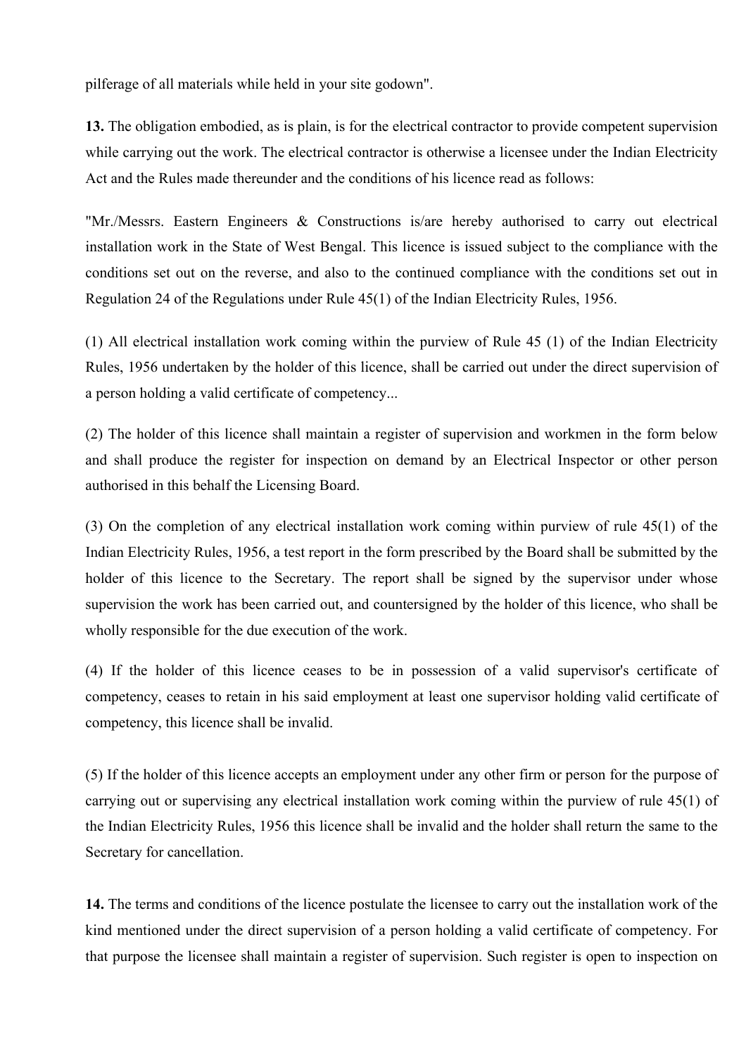pilferage of all materials while held in your site godown".

**13.** The obligation embodied, as is plain, is for the electrical contractor to provide competent supervision while carrying out the work. The electrical contractor is otherwise a licensee under the Indian Electricity Act and the Rules made thereunder and the conditions of his licence read as follows:

"Mr./Messrs. Eastern Engineers & Constructions is/are hereby authorised to carry out electrical installation work in the State of West Bengal. This licence is issued subject to the compliance with the conditions set out on the reverse, and also to the continued compliance with the conditions set out in Regulation 24 of the Regulations under Rule 45(1) of the Indian Electricity Rules, 1956.

(1) All electrical installation work coming within the purview of Rule 45 (1) of the Indian Electricity Rules, 1956 undertaken by the holder of this licence, shall be carried out under the direct supervision of a person holding a valid certificate of competency...

(2) The holder of this licence shall maintain a register of supervision and workmen in the form below and shall produce the register for inspection on demand by an Electrical Inspector or other person authorised in this behalf the Licensing Board.

(3) On the completion of any electrical installation work coming within purview of rule 45(1) of the Indian Electricity Rules, 1956, a test report in the form prescribed by the Board shall be submitted by the holder of this licence to the Secretary. The report shall be signed by the supervisor under whose supervision the work has been carried out, and countersigned by the holder of this licence, who shall be wholly responsible for the due execution of the work.

(4) If the holder of this licence ceases to be in possession of a valid supervisor's certificate of competency, ceases to retain in his said employment at least one supervisor holding valid certificate of competency, this licence shall be invalid.

(5) If the holder of this licence accepts an employment under any other firm or person for the purpose of carrying out or supervising any electrical installation work coming within the purview of rule 45(1) of the Indian Electricity Rules, 1956 this licence shall be invalid and the holder shall return the same to the Secretary for cancellation.

**14.** The terms and conditions of the licence postulate the licensee to carry out the installation work of the kind mentioned under the direct supervision of a person holding a valid certificate of competency. For that purpose the licensee shall maintain a register of supervision. Such register is open to inspection on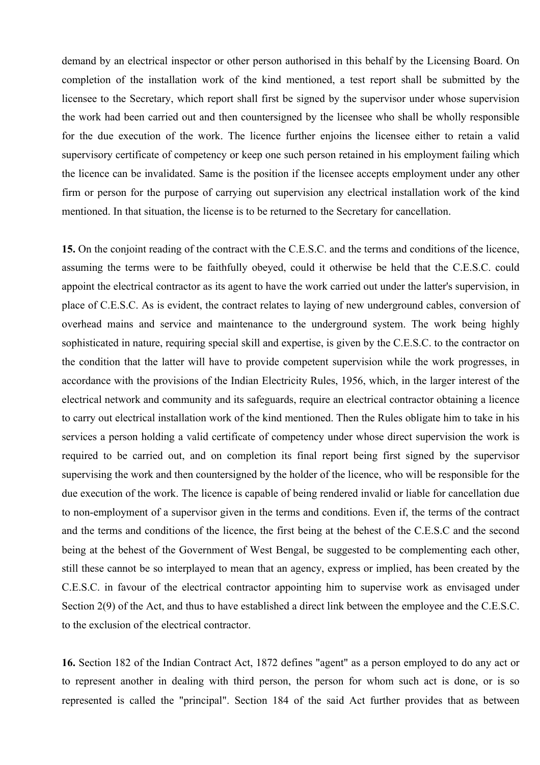demand by an electrical inspector or other person authorised in this behalf by the Licensing Board. On completion of the installation work of the kind mentioned, a test report shall be submitted by the licensee to the Secretary, which report shall first be signed by the supervisor under whose supervision the work had been carried out and then countersigned by the licensee who shall be wholly responsible for the due execution of the work. The licence further enjoins the licensee either to retain a valid supervisory certificate of competency or keep one such person retained in his employment failing which the licence can be invalidated. Same is the position if the licensee accepts employment under any other firm or person for the purpose of carrying out supervision any electrical installation work of the kind mentioned. In that situation, the license is to be returned to the Secretary for cancellation.

**15.** On the conjoint reading of the contract with the C.E.S.C. and the terms and conditions of the licence, assuming the terms were to be faithfully obeyed, could it otherwise be held that the C.E.S.C. could appoint the electrical contractor as its agent to have the work carried out under the latter's supervision, in place of C.E.S.C. As is evident, the contract relates to laying of new underground cables, conversion of overhead mains and service and maintenance to the underground system. The work being highly sophisticated in nature, requiring special skill and expertise, is given by the C.E.S.C. to the contractor on the condition that the latter will have to provide competent supervision while the work progresses, in accordance with the provisions of the Indian Electricity Rules, 1956, which, in the larger interest of the electrical network and community and its safeguards, require an electrical contractor obtaining a licence to carry out electrical installation work of the kind mentioned. Then the Rules obligate him to take in his services a person holding a valid certificate of competency under whose direct supervision the work is required to be carried out, and on completion its final report being first signed by the supervisor supervising the work and then countersigned by the holder of the licence, who will be responsible for the due execution of the work. The licence is capable of being rendered invalid or liable for cancellation due to non-employment of a supervisor given in the terms and conditions. Even if, the terms of the contract and the terms and conditions of the licence, the first being at the behest of the C.E.S.C and the second being at the behest of the Government of West Bengal, be suggested to be complementing each other, still these cannot be so interplayed to mean that an agency, express or implied, has been created by the C.E.S.C. in favour of the electrical contractor appointing him to supervise work as envisaged under Section 2(9) of the Act, and thus to have established a direct link between the employee and the C.E.S.C. to the exclusion of the electrical contractor.

**16.** Section 182 of the Indian Contract Act, 1872 defines "agent" as a person employed to do any act or to represent another in dealing with third person, the person for whom such act is done, or is so represented is called the "principal". Section 184 of the said Act further provides that as between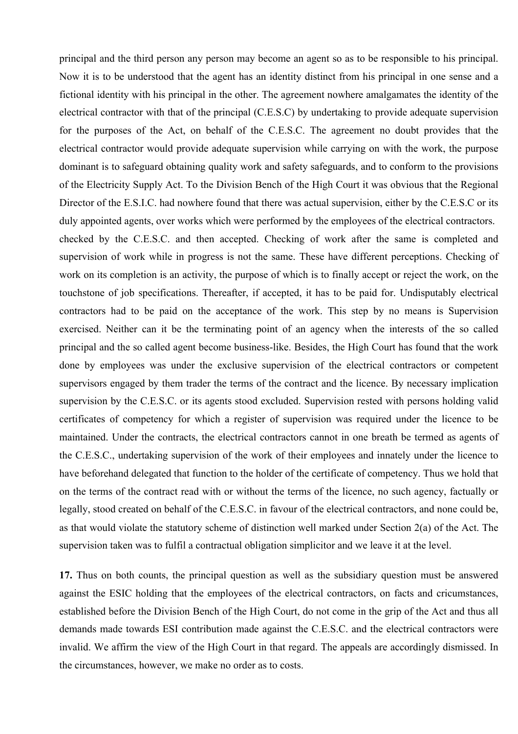principal and the third person any person may become an agent so as to be responsible to his principal. Now it is to be understood that the agent has an identity distinct from his principal in one sense and a fictional identity with his principal in the other. The agreement nowhere amalgamates the identity of the electrical contractor with that of the principal (C.E.S.C) by undertaking to provide adequate supervision for the purposes of the Act, on behalf of the C.E.S.C. The agreement no doubt provides that the electrical contractor would provide adequate supervision while carrying on with the work, the purpose dominant is to safeguard obtaining quality work and safety safeguards, and to conform to the provisions of the Electricity Supply Act. To the Division Bench of the High Court it was obvious that the Regional Director of the E.S.I.C. had nowhere found that there was actual supervision, either by the C.E.S.C or its duly appointed agents, over works which were performed by the employees of the electrical contractors.

checked by the C.E.S.C. and then accepted. Checking of work after the same is completed and supervision of work while in progress is not the same. These have different perceptions. Checking of work on its completion is an activity, the purpose of which is to finally accept or reject the work, on the touchstone of job specifications. Thereafter, if accepted, it has to be paid for. Undisputably electrical contractors had to be paid on the acceptance of the work. This step by no means is Supervision exercised. Neither can it be the terminating point of an agency when the interests of the so called principal and the so called agent become business-like. Besides, the High Court has found that the work done by employees was under the exclusive supervision of the electrical contractors or competent supervisors engaged by them trader the terms of the contract and the licence. By necessary implication supervision by the C.E.S.C. or its agents stood excluded. Supervision rested with persons holding valid certificates of competency for which a register of supervision was required under the licence to be maintained. Under the contracts, the electrical contractors cannot in one breath be termed as agents of the C.E.S.C., undertaking supervision of the work of their employees and innately under the licence to have beforehand delegated that function to the holder of the certificate of competency. Thus we hold that on the terms of the contract read with or without the terms of the licence, no such agency, factually or legally, stood created on behalf of the C.E.S.C. in favour of the electrical contractors, and none could be, as that would violate the statutory scheme of distinction well marked under Section 2(a) of the Act. The supervision taken was to fulfil a contractual obligation simplicitor and we leave it at the level.

**17.** Thus on both counts, the principal question as well as the subsidiary question must be answered against the ESIC holding that the employees of the electrical contractors, on facts and cricumstances, established before the Division Bench of the High Court, do not come in the grip of the Act and thus all demands made towards ESI contribution made against the C.E.S.C. and the electrical contractors were invalid. We affirm the view of the High Court in that regard. The appeals are accordingly dismissed. In the circumstances, however, we make no order as to costs.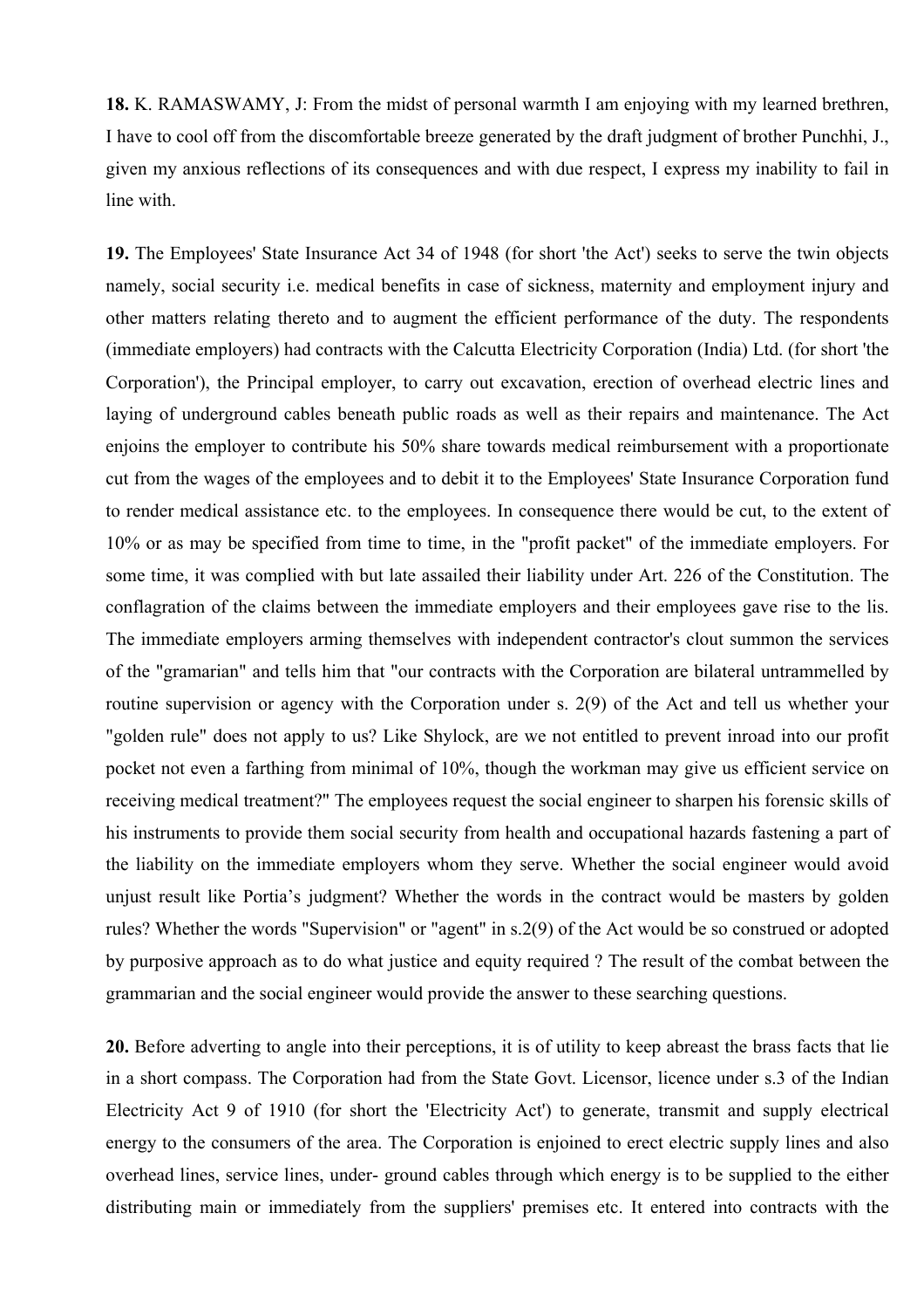**18.** K. RAMASWAMY, J: From the midst of personal warmth I am enjoying with my learned brethren, I have to cool off from the discomfortable breeze generated by the draft judgment of brother Punchhi, J., given my anxious reflections of its consequences and with due respect, I express my inability to fail in line with.

**19.** The Employees' State Insurance Act 34 of 1948 (for short 'the Act') seeks to serve the twin objects namely, social security i.e. medical benefits in case of sickness, maternity and employment injury and other matters relating thereto and to augment the efficient performance of the duty. The respondents (immediate employers) had contracts with the Calcutta Electricity Corporation (India) Ltd. (for short 'the Corporation'), the Principal employer, to carry out excavation, erection of overhead electric lines and laying of underground cables beneath public roads as well as their repairs and maintenance. The Act enjoins the employer to contribute his 50% share towards medical reimbursement with a proportionate cut from the wages of the employees and to debit it to the Employees' State Insurance Corporation fund to render medical assistance etc. to the employees. In consequence there would be cut, to the extent of 10% or as may be specified from time to time, in the "profit packet" of the immediate employers. For some time, it was complied with but late assailed their liability under Art. 226 of the Constitution. The conflagration of the claims between the immediate employers and their employees gave rise to the lis. The immediate employers arming themselves with independent contractor's clout summon the services of the "gramarian" and tells him that "our contracts with the Corporation are bilateral untrammelled by routine supervision or agency with the Corporation under s. 2(9) of the Act and tell us whether your "golden rule" does not apply to us? Like Shylock, are we not entitled to prevent inroad into our profit pocket not even a farthing from minimal of 10%, though the workman may give us efficient service on receiving medical treatment?" The employees request the social engineer to sharpen his forensic skills of his instruments to provide them social security from health and occupational hazards fastening a part of the liability on the immediate employers whom they serve. Whether the social engineer would avoid unjust result like Portia's judgment? Whether the words in the contract would be masters by golden rules? Whether the words "Supervision" or "agent" in s.2(9) of the Act would be so construed or adopted by purposive approach as to do what justice and equity required ? The result of the combat between the grammarian and the social engineer would provide the answer to these searching questions.

**20.** Before adverting to angle into their perceptions, it is of utility to keep abreast the brass facts that lie in a short compass. The Corporation had from the State Govt. Licensor, licence under s.3 of the Indian Electricity Act 9 of 1910 (for short the 'Electricity Act') to generate, transmit and supply electrical energy to the consumers of the area. The Corporation is enjoined to erect electric supply lines and also overhead lines, service lines, under- ground cables through which energy is to be supplied to the either distributing main or immediately from the suppliers' premises etc. It entered into contracts with the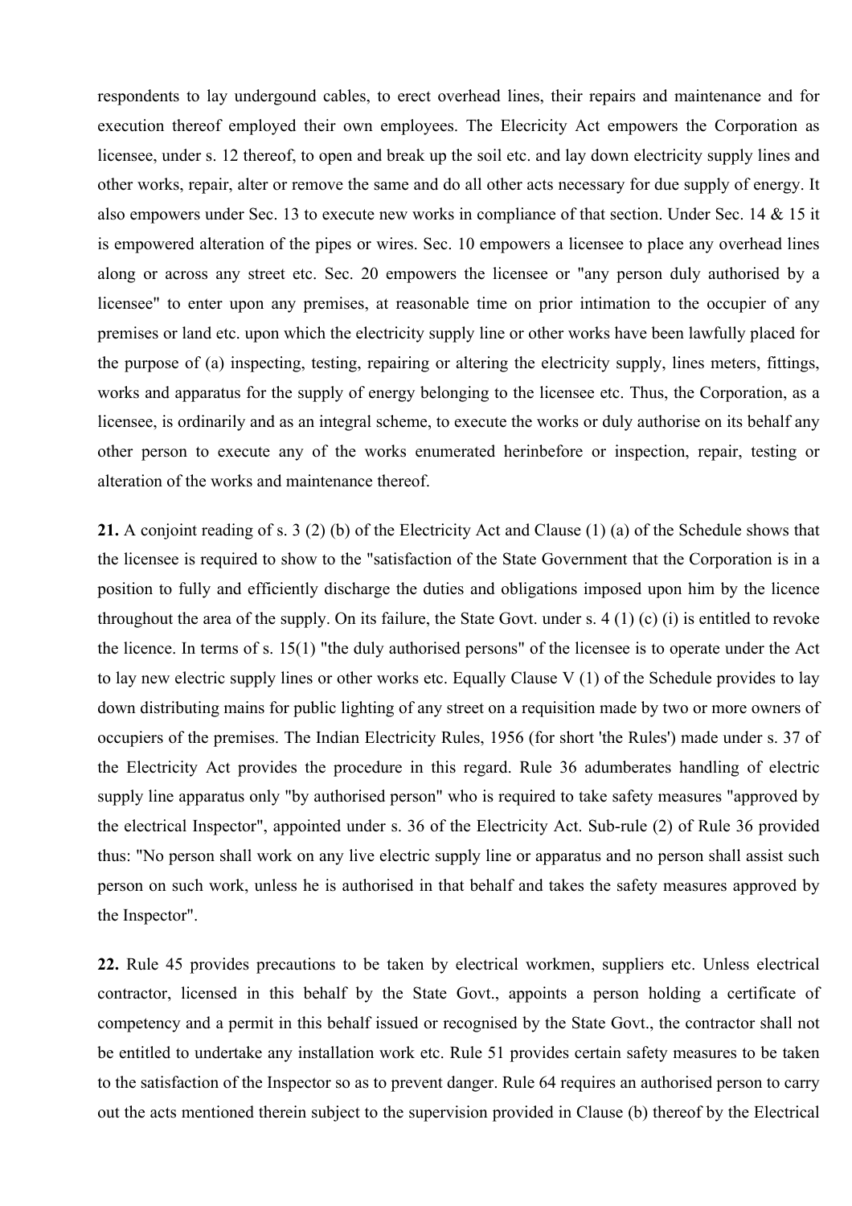respondents to lay undergound cables, to erect overhead lines, their repairs and maintenance and for execution thereof employed their own employees. The Elecricity Act empowers the Corporation as licensee, under s. 12 thereof, to open and break up the soil etc. and lay down electricity supply lines and other works, repair, alter or remove the same and do all other acts necessary for due supply of energy. It also empowers under Sec. 13 to execute new works in compliance of that section. Under Sec. 14 & 15 it is empowered alteration of the pipes or wires. Sec. 10 empowers a licensee to place any overhead lines along or across any street etc. Sec. 20 empowers the licensee or "any person duly authorised by a licensee" to enter upon any premises, at reasonable time on prior intimation to the occupier of any premises or land etc. upon which the electricity supply line or other works have been lawfully placed for the purpose of (a) inspecting, testing, repairing or altering the electricity supply, lines meters, fittings, works and apparatus for the supply of energy belonging to the licensee etc. Thus, the Corporation, as a licensee, is ordinarily and as an integral scheme, to execute the works or duly authorise on its behalf any other person to execute any of the works enumerated herinbefore or inspection, repair, testing or alteration of the works and maintenance thereof.

**21.** A conjoint reading of s. 3 (2) (b) of the Electricity Act and Clause (1) (a) of the Schedule shows that the licensee is required to show to the "satisfaction of the State Government that the Corporation is in a position to fully and efficiently discharge the duties and obligations imposed upon him by the licence throughout the area of the supply. On its failure, the State Govt. under s. 4 (1) (c) (i) is entitled to revoke the licence. In terms of s. 15(1) "the duly authorised persons" of the licensee is to operate under the Act to lay new electric supply lines or other works etc. Equally Clause V (1) of the Schedule provides to lay down distributing mains for public lighting of any street on a requisition made by two or more owners of occupiers of the premises. The Indian Electricity Rules, 1956 (for short 'the Rules') made under s. 37 of the Electricity Act provides the procedure in this regard. Rule 36 adumberates handling of electric supply line apparatus only "by authorised person" who is required to take safety measures "approved by the electrical Inspector", appointed under s. 36 of the Electricity Act. Sub-rule (2) of Rule 36 provided thus: "No person shall work on any live electric supply line or apparatus and no person shall assist such person on such work, unless he is authorised in that behalf and takes the safety measures approved by the Inspector".

**22.** Rule 45 provides precautions to be taken by electrical workmen, suppliers etc. Unless electrical contractor, licensed in this behalf by the State Govt., appoints a person holding a certificate of competency and a permit in this behalf issued or recognised by the State Govt., the contractor shall not be entitled to undertake any installation work etc. Rule 51 provides certain safety measures to be taken to the satisfaction of the Inspector so as to prevent danger. Rule 64 requires an authorised person to carry out the acts mentioned therein subject to the supervision provided in Clause (b) thereof by the Electrical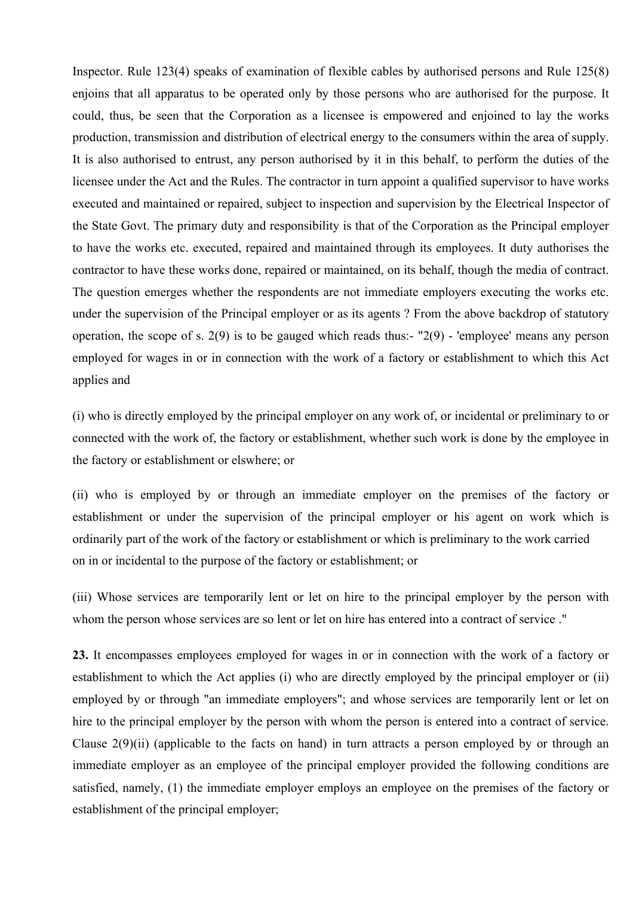Inspector. Rule 123(4) speaks of examination of flexible cables by authorised persons and Rule 125(8) enjoins that all apparatus to be operated only by those persons who are authorised for the purpose. It could, thus, be seen that the Corporation as a licensee is empowered and enjoined to lay the works production, transmission and distribution of electrical energy to the consumers within the area of supply. It is also authorised to entrust, any person authorised by it in this behalf, to perform the duties of the licensee under the Act and the Rules. The contractor in turn appoint a qualified supervisor to have works executed and maintained or repaired, subject to inspection and supervision by the Electrical Inspector of the State Govt. The primary duty and responsibility is that of the Corporation as the Principal employer to have the works etc. executed, repaired and maintained through its employees. It duty authorises the contractor to have these works done, repaired or maintained, on its behalf, though the media of contract. The question emerges whether the respondents are not immediate employers executing the works etc. under the supervision of the Principal employer or as its agents ? From the above backdrop of statutory operation, the scope of s. 2(9) is to be gauged which reads thus:- "2(9) - 'employee' means any person employed for wages in or in connection with the work of a factory or establishment to which this Act applies and

(i) who is directly employed by the principal employer on any work of, or incidental or preliminary to or connected with the work of, the factory or establishment, whether such work is done by the employee in the factory or establishment or elswhere; or

(ii) who is employed by or through an immediate employer on the premises of the factory or establishment or under the supervision of the principal employer or his agent on work which is ordinarily part of the work of the factory or establishment or which is preliminary to the work carried on in or incidental to the purpose of the factory or establishment; or

(iii) Whose services are temporarily lent or let on hire to the principal employer by the person with whom the person whose services are so lent or let on hire has entered into a contract of service ."

**23.** It encompasses employees employed for wages in or in connection with the work of a factory or establishment to which the Act applies (i) who are directly employed by the principal employer or (ii) employed by or through "an immediate employers"; and whose services are temporarily lent or let on hire to the principal employer by the person with whom the person is entered into a contract of service. Clause 2(9)(ii) (applicable to the facts on hand) in turn attracts a person employed by or through an immediate employer as an employee of the principal employer provided the following conditions are satisfied, namely, (1) the immediate employer employs an employee on the premises of the factory or establishment of the principal employer;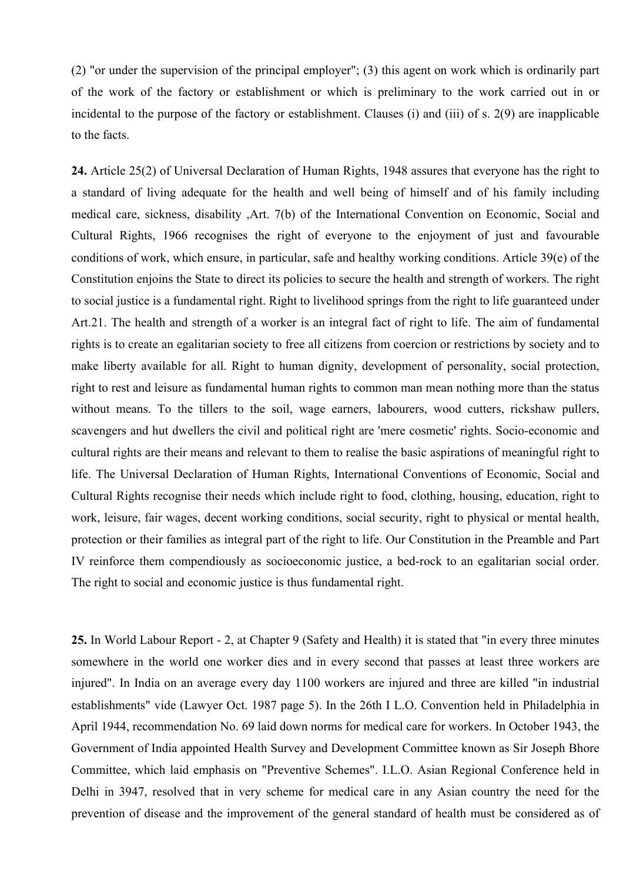(2) "or under the supervision of the principal employer"; (3) this agent on work which is ordinarily part of the work of the factory or establishment or which is preliminary to the work carried out in or incidental to the purpose of the factory or establishment. Clauses (i) and (iii) of s. 2(9) are inapplicable to the facts.

**24.** Article 25(2) of Universal Declaration of Human Rights, 1948 assures that everyone has the right to a standard of living adequate for the health and well being of himself and of his family including medical care, sickness, disability ,Art. 7(b) of the International Convention on Economic, Social and Cultural Rights, 1966 recognises the right of everyone to the enjoyment of just and favourable conditions of work, which ensure, in particular, safe and healthy working conditions. Article 39(e) of the Constitution enjoins the State to direct its policies to secure the health and strength of workers. The right to social justice is a fundamental right. Right to livelihood springs from the right to life guaranteed under Art.21. The health and strength of a worker is an integral fact of right to life. The aim of fundamental rights is to create an egalitarian society to free all citizens from coercion or restrictions by society and to make liberty available for all. Right to human dignity, development of personality, social protection, right to rest and leisure as fundamental human rights to common man mean nothing more than the status without means. To the tillers to the soil, wage earners, labourers, wood cutters, rickshaw pullers, scavengers and hut dwellers the civil and political right are 'mere cosmetic' rights. Socio-economic and cultural rights are their means and relevant to them to realise the basic aspirations of meaningful right to life. The Universal Declaration of Human Rights, International Conventions of Economic, Social and Cultural Rights recognise their needs which include right to food, clothing, housing, education, right to work, leisure, fair wages, decent working conditions, social security, right to physical or mental health, protection or their families as integral part of the right to life. Our Constitution in the Preamble and Part IV reinforce them compendiously as socioeconomic justice, a bed-rock to an egalitarian social order. The right to social and economic justice is thus fundamental right.

**25.** In World Labour Report - 2, at Chapter 9 (Safety and Health) it is stated that "in every three minutes somewhere in the world one worker dies and in every second that passes at least three workers are injured". In India on an average every day 1100 workers are injured and three are killed "in industrial establishments" vide (Lawyer Oct. 1987 page 5). In the 26th I L.O. Convention held in Philadelphia in April 1944, recommendation No. 69 laid down norms for medical care for workers. In October 1943, the Government of India appointed Health Survey and Development Committee known as Sir Joseph Bhore Committee, which laid emphasis on "Preventive Schemes". I.L.O. Asian Regional Conference held in Delhi in 3947, resolved that in very scheme for medical care in any Asian country the need for the prevention of disease and the improvement of the general standard of health must be considered as of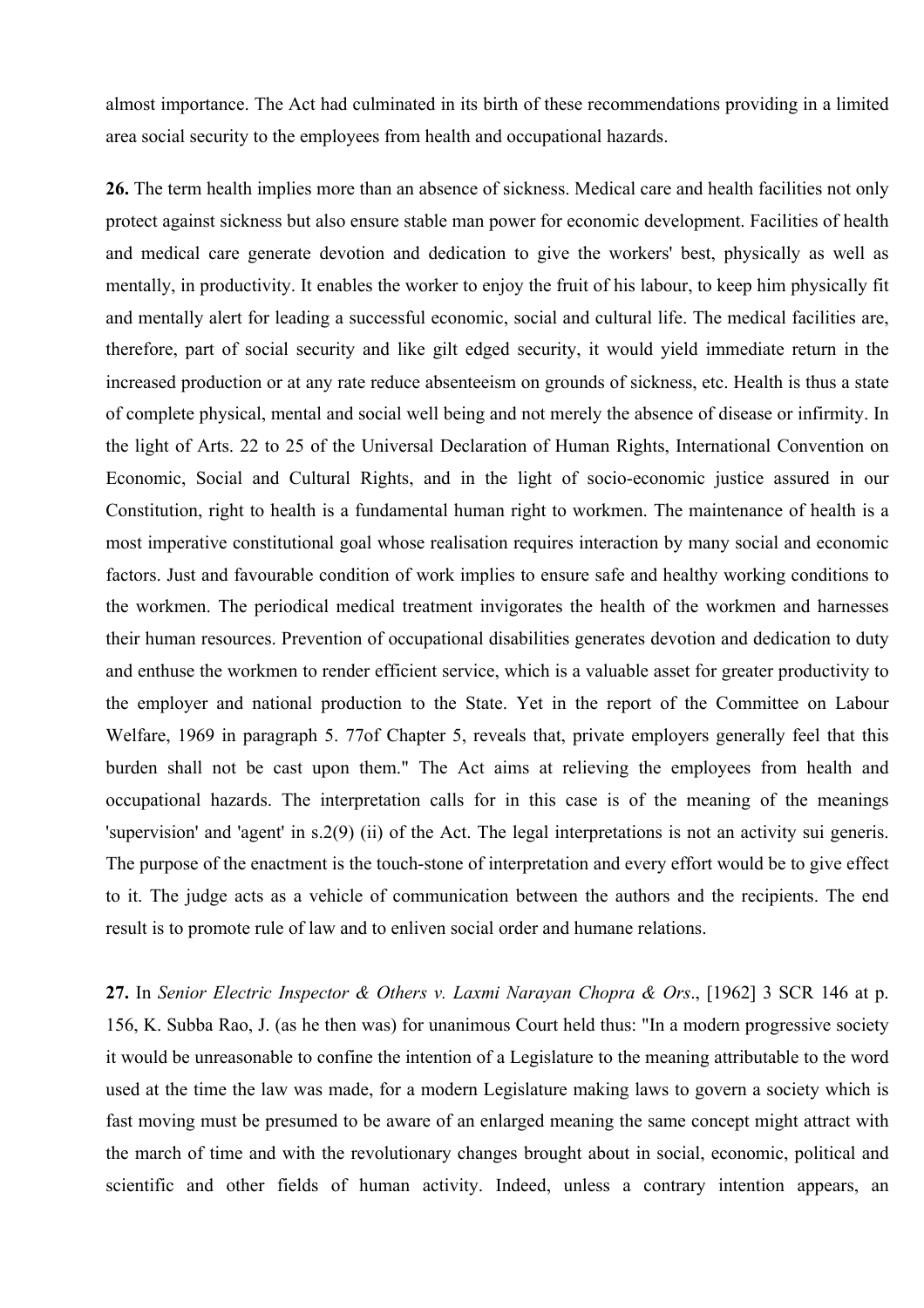almost importance. The Act had culminated in its birth of these recommendations providing in a limited area social security to the employees from health and occupational hazards.

**26.** The term health implies more than an absence of sickness. Medical care and health facilities not only protect against sickness but also ensure stable man power for economic development. Facilities of health and medical care generate devotion and dedication to give the workers' best, physically as well as mentally, in productivity. It enables the worker to enjoy the fruit of his labour, to keep him physically fit and mentally alert for leading a successful economic, social and cultural life. The medical facilities are, therefore, part of social security and like gilt edged security, it would yield immediate return in the increased production or at any rate reduce absenteeism on grounds of sickness, etc. Health is thus a state of complete physical, mental and social well being and not merely the absence of disease or infirmity. In the light of Arts. 22 to 25 of the Universal Declaration of Human Rights, International Convention on Economic, Social and Cultural Rights, and in the light of socio-economic justice assured in our Constitution, right to health is a fundamental human right to workmen. The maintenance of health is a most imperative constitutional goal whose realisation requires interaction by many social and economic factors. Just and favourable condition of work implies to ensure safe and healthy working conditions to the workmen. The periodical medical treatment invigorates the health of the workmen and harnesses their human resources. Prevention of occupational disabilities generates devotion and dedication to duty and enthuse the workmen to render efficient service, which is a valuable asset for greater productivity to the employer and national production to the State. Yet in the report of the Committee on Labour Welfare, 1969 in paragraph 5. 77of Chapter 5, reveals that, private employers generally feel that this burden shall not be cast upon them." The Act aims at relieving the employees from health and occupational hazards. The interpretation calls for in this case is of the meaning of the meanings 'supervision' and 'agent' in s.2(9) (ii) of the Act. The legal interpretations is not an activity sui generis. The purpose of the enactment is the touch-stone of interpretation and every effort would be to give effect to it. The judge acts as a vehicle of communication between the authors and the recipients. The end result is to promote rule of law and to enliven social order and humane relations.

**27.** In *Senior Electric Inspector & Others v. Laxmi Narayan Chopra & Ors*., [1962] 3 SCR 146 at p. 156, K. Subba Rao, J. (as he then was) for unanimous Court held thus: "In a modern progressive society it would be unreasonable to confine the intention of a Legislature to the meaning attributable to the word used at the time the law was made, for a modern Legislature making laws to govern a society which is fast moving must be presumed to be aware of an enlarged meaning the same concept might attract with the march of time and with the revolutionary changes brought about in social, economic, political and scientific and other fields of human activity. Indeed, unless a contrary intention appears, an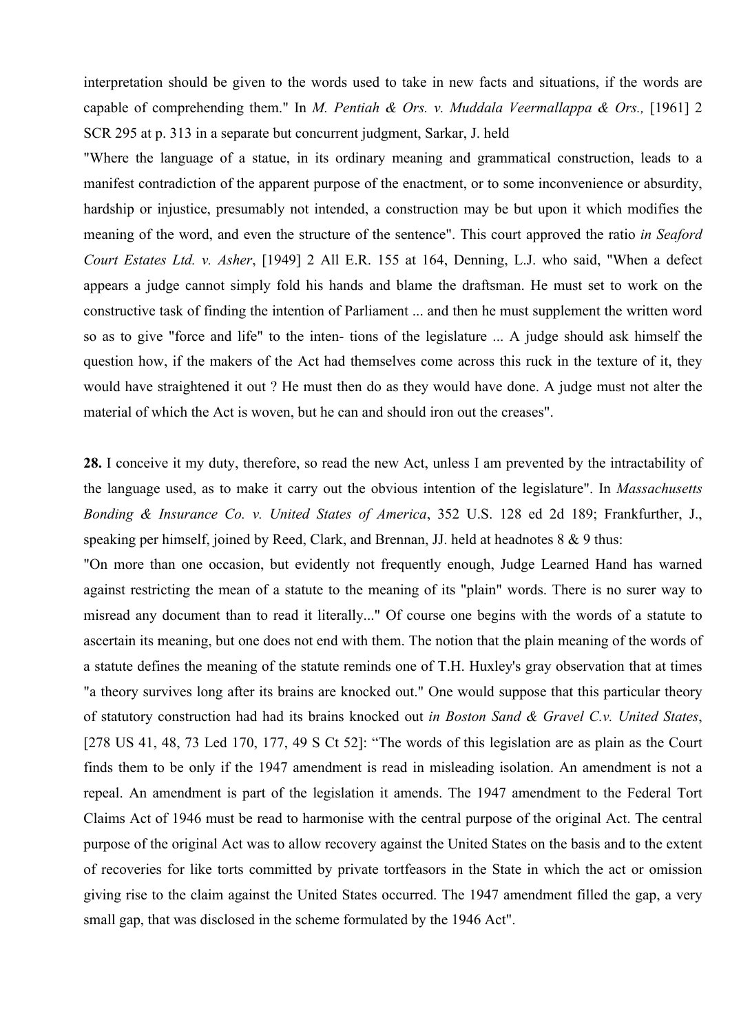interpretation should be given to the words used to take in new facts and situations, if the words are capable of comprehending them." In *M. Pentiah & Ors. v. Muddala Veermallappa & Ors.,* [1961] 2 SCR 295 at p. 313 in a separate but concurrent judgment, Sarkar, J. held

"Where the language of a statue, in its ordinary meaning and grammatical construction, leads to a manifest contradiction of the apparent purpose of the enactment, or to some inconvenience or absurdity, hardship or injustice, presumably not intended, a construction may be but upon it which modifies the meaning of the word, and even the structure of the sentence". This court approved the ratio *in Seaford Court Estates Ltd. v. Asher*, [1949] 2 All E.R. 155 at 164, Denning, L.J. who said, "When a defect appears a judge cannot simply fold his hands and blame the draftsman. He must set to work on the constructive task of finding the intention of Parliament ... and then he must supplement the written word so as to give "force and life" to the inten- tions of the legislature ... A judge should ask himself the question how, if the makers of the Act had themselves come across this ruck in the texture of it, they would have straightened it out ? He must then do as they would have done. A judge must not alter the material of which the Act is woven, but he can and should iron out the creases".

**28.** I conceive it my duty, therefore, so read the new Act, unless I am prevented by the intractability of the language used, as to make it carry out the obvious intention of the legislature". In *Massachusetts Bonding & Insurance Co. v. United States of America*, 352 U.S. 128 ed 2d 189; Frankfurther, J., speaking per himself, joined by Reed, Clark, and Brennan, JJ. held at headnotes 8 & 9 thus:

"On more than one occasion, but evidently not frequently enough, Judge Learned Hand has warned against restricting the mean of a statute to the meaning of its "plain" words. There is no surer way to misread any document than to read it literally..." Of course one begins with the words of a statute to ascertain its meaning, but one does not end with them. The notion that the plain meaning of the words of a statute defines the meaning of the statute reminds one of T.H. Huxley's gray observation that at times "a theory survives long after its brains are knocked out." One would suppose that this particular theory of statutory construction had had its brains knocked out *in Boston Sand & Gravel C.v. United States*, [278 US 41, 48, 73 Led 170, 177, 49 S Ct 52]: “The words of this legislation are as plain as the Court finds them to be only if the 1947 amendment is read in misleading isolation. An amendment is not a repeal. An amendment is part of the legislation it amends. The 1947 amendment to the Federal Tort Claims Act of 1946 must be read to harmonise with the central purpose of the original Act. The central purpose of the original Act was to allow recovery against the United States on the basis and to the extent of recoveries for like torts committed by private tortfeasors in the State in which the act or omission giving rise to the claim against the United States occurred. The 1947 amendment filled the gap, a very small gap, that was disclosed in the scheme formulated by the 1946 Act".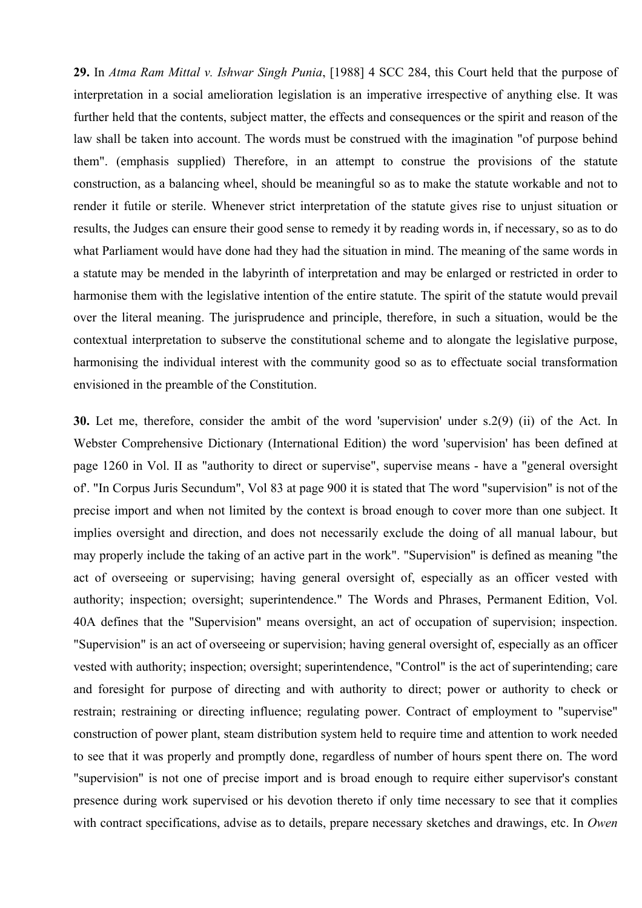**29.** In *Atma Ram Mittal v. Ishwar Singh Punia*, [1988] 4 SCC 284, this Court held that the purpose of interpretation in a social amelioration legislation is an imperative irrespective of anything else. It was further held that the contents, subject matter, the effects and consequences or the spirit and reason of the law shall be taken into account. The words must be construed with the imagination "of purpose behind them". (emphasis supplied) Therefore, in an attempt to construe the provisions of the statute construction, as a balancing wheel, should be meaningful so as to make the statute workable and not to render it futile or sterile. Whenever strict interpretation of the statute gives rise to unjust situation or results, the Judges can ensure their good sense to remedy it by reading words in, if necessary, so as to do what Parliament would have done had they had the situation in mind. The meaning of the same words in a statute may be mended in the labyrinth of interpretation and may be enlarged or restricted in order to harmonise them with the legislative intention of the entire statute. The spirit of the statute would prevail over the literal meaning. The jurisprudence and principle, therefore, in such a situation, would be the contextual interpretation to subserve the constitutional scheme and to alongate the legislative purpose, harmonising the individual interest with the community good so as to effectuate social transformation envisioned in the preamble of the Constitution.

**30.** Let me, therefore, consider the ambit of the word 'supervision' under s.2(9) (ii) of the Act. In Webster Comprehensive Dictionary (International Edition) the word 'supervision' has been defined at page 1260 in Vol. II as "authority to direct or supervise", supervise means - have a "general oversight of'. "In Corpus Juris Secundum", Vol 83 at page 900 it is stated that The word "supervision" is not of the precise import and when not limited by the context is broad enough to cover more than one subject. It implies oversight and direction, and does not necessarily exclude the doing of all manual labour, but may properly include the taking of an active part in the work". "Supervision" is defined as meaning "the act of overseeing or supervising; having general oversight of, especially as an officer vested with authority; inspection; oversight; superintendence." The Words and Phrases, Permanent Edition, Vol. 40A defines that the "Supervision" means oversight, an act of occupation of supervision; inspection. "Supervision" is an act of overseeing or supervision; having general oversight of, especially as an officer vested with authority; inspection; oversight; superintendence, "Control" is the act of superintending; care and foresight for purpose of directing and with authority to direct; power or authority to check or restrain; restraining or directing influence; regulating power. Contract of employment to "supervise" construction of power plant, steam distribution system held to require time and attention to work needed to see that it was properly and promptly done, regardless of number of hours spent there on. The word "supervision" is not one of precise import and is broad enough to require either supervisor's constant presence during work supervised or his devotion thereto if only time necessary to see that it complies with contract specifications, advise as to details, prepare necessary sketches and drawings, etc. In *Owen*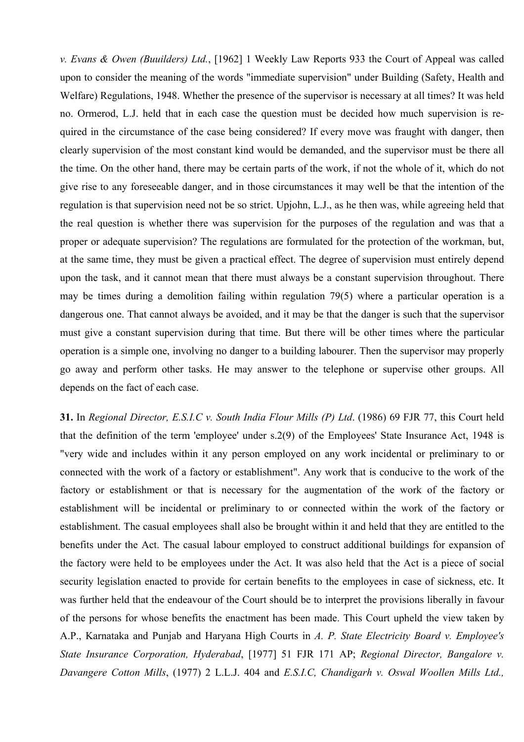*v. Evans & Owen (Buuilders) Ltd.*, [1962] 1 Weekly Law Reports 933 the Court of Appeal was called upon to consider the meaning of the words "immediate supervision" under Building (Safety, Health and Welfare) Regulations, 1948. Whether the presence of the supervisor is necessary at all times? It was held no. Ormerod, L.J. held that in each case the question must be decided how much supervision is required in the circumstance of the case being considered? If every move was fraught with danger, then clearly supervision of the most constant kind would be demanded, and the supervisor must be there all the time. On the other hand, there may be certain parts of the work, if not the whole of it, which do not give rise to any foreseeable danger, and in those circumstances it may well be that the intention of the regulation is that supervision need not be so strict. Upjohn, L.J., as he then was, while agreeing held that the real question is whether there was supervision for the purposes of the regulation and was that a proper or adequate supervision? The regulations are formulated for the protection of the workman, but, at the same time, they must be given a practical effect. The degree of supervision must entirely depend upon the task, and it cannot mean that there must always be a constant supervision throughout. There may be times during a demolition failing within regulation 79(5) where a particular operation is a dangerous one. That cannot always be avoided, and it may be that the danger is such that the supervisor must give a constant supervision during that time. But there will be other times where the particular operation is a simple one, involving no danger to a building labourer. Then the supervisor may properly go away and perform other tasks. He may answer to the telephone or supervise other groups. All depends on the fact of each case.

**31.** In *Regional Director, E.S.I.C v. South India Flour Mills (P) Ltd*. (1986) 69 FJR 77, this Court held that the definition of the term 'employee' under s.2(9) of the Employees' State Insurance Act, 1948 is "very wide and includes within it any person employed on any work incidental or preliminary to or connected with the work of a factory or establishment". Any work that is conducive to the work of the factory or establishment or that is necessary for the augmentation of the work of the factory or establishment will be incidental or preliminary to or connected within the work of the factory or establishment. The casual employees shall also be brought within it and held that they are entitled to the benefits under the Act. The casual labour employed to construct additional buildings for expansion of the factory were held to be employees under the Act. It was also held that the Act is a piece of social security legislation enacted to provide for certain benefits to the employees in case of sickness, etc. It was further held that the endeavour of the Court should be to interpret the provisions liberally in favour of the persons for whose benefits the enactment has been made. This Court upheld the view taken by A.P., Karnataka and Punjab and Haryana High Courts in *A. P. State Electricity Board v. Employee's State Insurance Corporation, Hyderabad*, [1977] 51 FJR 171 AP; *Regional Director, Bangalore v. Davangere Cotton Mills*, (1977) 2 L.L.J. 404 and *E.S.I.C, Chandigarh v. Oswal Woollen Mills Ltd.,*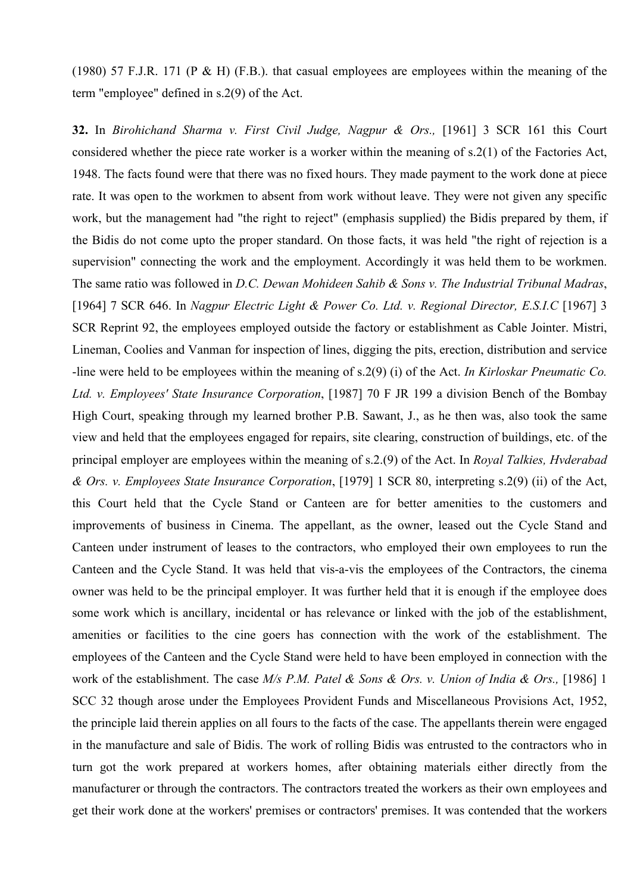(1980) 57 F.J.R. 171 (P & H) (F.B.). that casual employees are employees within the meaning of the term "employee" defined in s.2(9) of the Act.

**32.** In *Birohichand Sharma v. First Civil Judge, Nagpur & Ors.,* [1961] 3 SCR 161 this Court considered whether the piece rate worker is a worker within the meaning of s.2(1) of the Factories Act, 1948. The facts found were that there was no fixed hours. They made payment to the work done at piece rate. It was open to the workmen to absent from work without leave. They were not given any specific work, but the management had "the right to reject" (emphasis supplied) the Bidis prepared by them, if the Bidis do not come upto the proper standard. On those facts, it was held "the right of rejection is a supervision" connecting the work and the employment. Accordingly it was held them to be workmen. The same ratio was followed in *D.C. Dewan Mohideen Sahib & Sons v. The Industrial Tribunal Madras*, [1964] 7 SCR 646. In *Nagpur Electric Light & Power Co. Ltd. v. Regional Director, E.S.I.C* [1967] 3 SCR Reprint 92, the employees employed outside the factory or establishment as Cable Jointer. Mistri, Lineman, Coolies and Vanman for inspection of lines, digging the pits, erection, distribution and service -line were held to be employees within the meaning of s.2(9) (i) of the Act. *In Kirloskar Pneumatic Co. Ltd. v. Employees' State Insurance Corporation*, [1987] 70 F JR 199 a division Bench of the Bombay High Court, speaking through my learned brother P.B. Sawant, J., as he then was, also took the same view and held that the employees engaged for repairs, site clearing, construction of buildings, etc. of the principal employer are employees within the meaning of s.2.(9) of the Act. In *Royal Talkies, Hvderabad & Ors. v. Employees State Insurance Corporation*, [1979] 1 SCR 80, interpreting s.2(9) (ii) of the Act, this Court held that the Cycle Stand or Canteen are for better amenities to the customers and improvements of business in Cinema. The appellant, as the owner, leased out the Cycle Stand and Canteen under instrument of leases to the contractors, who employed their own employees to run the Canteen and the Cycle Stand. It was held that vis-a-vis the employees of the Contractors, the cinema owner was held to be the principal employer. It was further held that it is enough if the employee does some work which is ancillary, incidental or has relevance or linked with the job of the establishment, amenities or facilities to the cine goers has connection with the work of the establishment. The employees of the Canteen and the Cycle Stand were held to have been employed in connection with the work of the establishment. The case *M/s P.M. Patel & Sons & Ors. v. Union of India & Ors.,* [1986] 1 SCC 32 though arose under the Employees Provident Funds and Miscellaneous Provisions Act, 1952, the principle laid therein applies on all fours to the facts of the case. The appellants therein were engaged in the manufacture and sale of Bidis. The work of rolling Bidis was entrusted to the contractors who in turn got the work prepared at workers homes, after obtaining materials either directly from the manufacturer or through the contractors. The contractors treated the workers as their own employees and get their work done at the workers' premises or contractors' premises. It was contended that the workers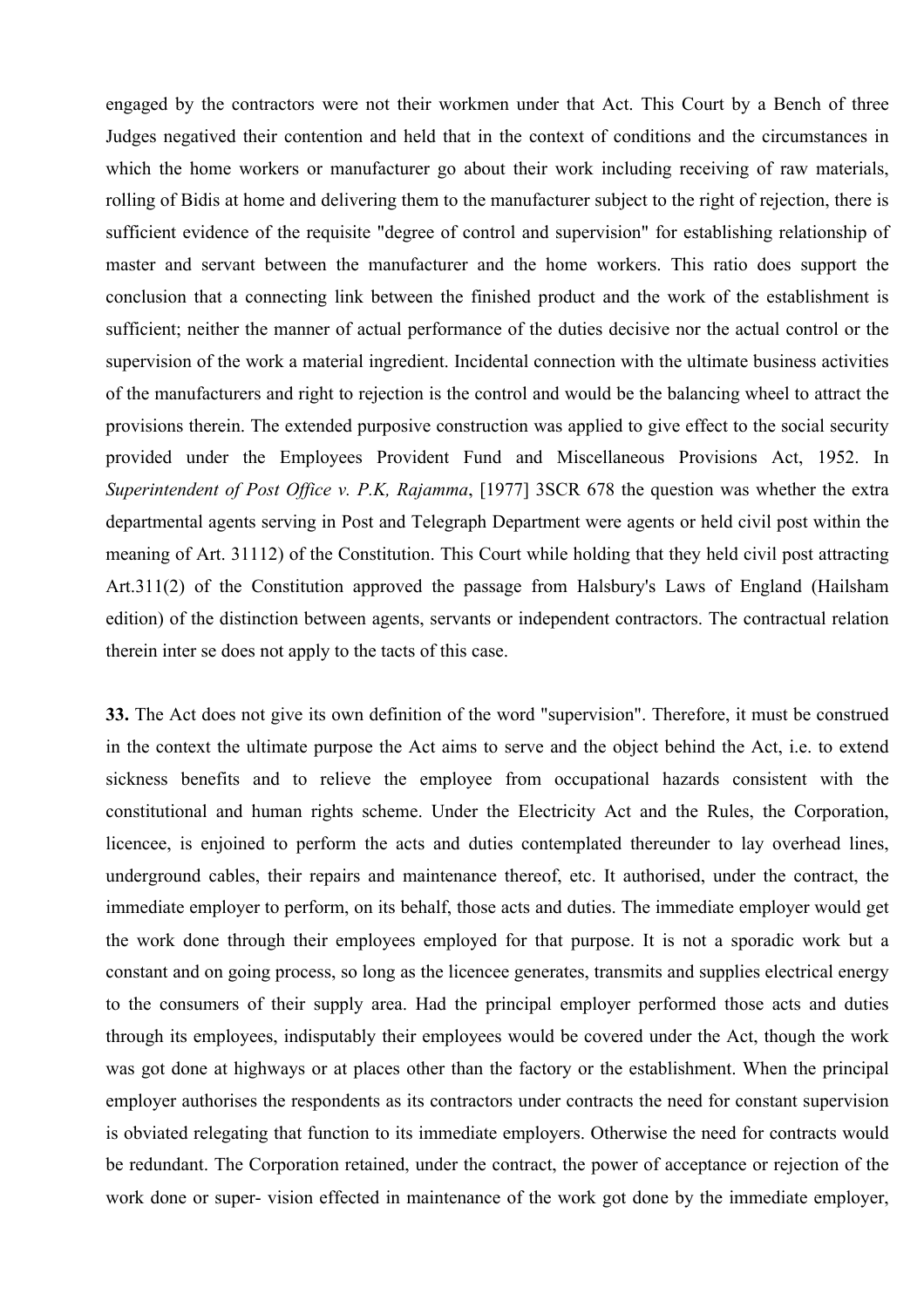engaged by the contractors were not their workmen under that Act. This Court by a Bench of three Judges negatived their contention and held that in the context of conditions and the circumstances in which the home workers or manufacturer go about their work including receiving of raw materials, rolling of Bidis at home and delivering them to the manufacturer subject to the right of rejection, there is sufficient evidence of the requisite "degree of control and supervision" for establishing relationship of master and servant between the manufacturer and the home workers. This ratio does support the conclusion that a connecting link between the finished product and the work of the establishment is sufficient; neither the manner of actual performance of the duties decisive nor the actual control or the supervision of the work a material ingredient. Incidental connection with the ultimate business activities of the manufacturers and right to rejection is the control and would be the balancing wheel to attract the provisions therein. The extended purposive construction was applied to give effect to the social security provided under the Employees Provident Fund and Miscellaneous Provisions Act, 1952. In *Superintendent of Post Office v. P.K, Rajamma*, [1977] 3SCR 678 the question was whether the extra departmental agents serving in Post and Telegraph Department were agents or held civil post within the meaning of Art. 31112) of the Constitution. This Court while holding that they held civil post attracting Art.311(2) of the Constitution approved the passage from Halsbury's Laws of England (Hailsham edition) of the distinction between agents, servants or independent contractors. The contractual relation therein inter se does not apply to the tacts of this case.

**33.** The Act does not give its own definition of the word "supervision". Therefore, it must be construed in the context the ultimate purpose the Act aims to serve and the object behind the Act, i.e. to extend sickness benefits and to relieve the employee from occupational hazards consistent with the constitutional and human rights scheme. Under the Electricity Act and the Rules, the Corporation, licencee, is enjoined to perform the acts and duties contemplated thereunder to lay overhead lines, underground cables, their repairs and maintenance thereof, etc. It authorised, under the contract, the immediate employer to perform, on its behalf, those acts and duties. The immediate employer would get the work done through their employees employed for that purpose. It is not a sporadic work but a constant and on going process, so long as the licencee generates, transmits and supplies electrical energy to the consumers of their supply area. Had the principal employer performed those acts and duties through its employees, indisputably their employees would be covered under the Act, though the work was got done at highways or at places other than the factory or the establishment. When the principal employer authorises the respondents as its contractors under contracts the need for constant supervision is obviated relegating that function to its immediate employers. Otherwise the need for contracts would be redundant. The Corporation retained, under the contract, the power of acceptance or rejection of the work done or super- vision effected in maintenance of the work got done by the immediate employer,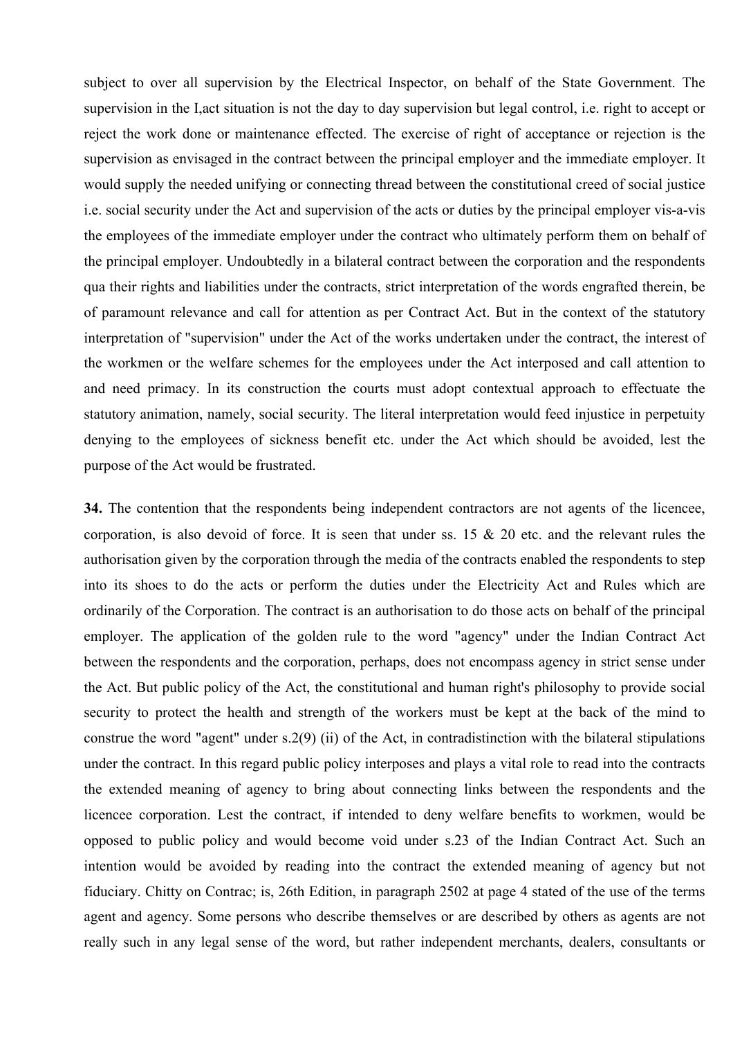subject to over all supervision by the Electrical Inspector, on behalf of the State Government. The supervision in the I,act situation is not the day to day supervision but legal control, i.e. right to accept or reject the work done or maintenance effected. The exercise of right of acceptance or rejection is the supervision as envisaged in the contract between the principal employer and the immediate employer. It would supply the needed unifying or connecting thread between the constitutional creed of social justice i.e. social security under the Act and supervision of the acts or duties by the principal employer vis-a-vis the employees of the immediate employer under the contract who ultimately perform them on behalf of the principal employer. Undoubtedly in a bilateral contract between the corporation and the respondents qua their rights and liabilities under the contracts, strict interpretation of the words engrafted therein, be of paramount relevance and call for attention as per Contract Act. But in the context of the statutory interpretation of "supervision" under the Act of the works undertaken under the contract, the interest of the workmen or the welfare schemes for the employees under the Act interposed and call attention to and need primacy. In its construction the courts must adopt contextual approach to effectuate the statutory animation, namely, social security. The literal interpretation would feed injustice in perpetuity denying to the employees of sickness benefit etc. under the Act which should be avoided, lest the purpose of the Act would be frustrated.

**34.** The contention that the respondents being independent contractors are not agents of the licencee, corporation, is also devoid of force. It is seen that under ss. 15 & 20 etc. and the relevant rules the authorisation given by the corporation through the media of the contracts enabled the respondents to step into its shoes to do the acts or perform the duties under the Electricity Act and Rules which are ordinarily of the Corporation. The contract is an authorisation to do those acts on behalf of the principal employer. The application of the golden rule to the word "agency" under the Indian Contract Act between the respondents and the corporation, perhaps, does not encompass agency in strict sense under the Act. But public policy of the Act, the constitutional and human right's philosophy to provide social security to protect the health and strength of the workers must be kept at the back of the mind to construe the word "agent" under s.2(9) (ii) of the Act, in contradistinction with the bilateral stipulations under the contract. In this regard public policy interposes and plays a vital role to read into the contracts the extended meaning of agency to bring about connecting links between the respondents and the licencee corporation. Lest the contract, if intended to deny welfare benefits to workmen, would be opposed to public policy and would become void under s.23 of the Indian Contract Act. Such an intention would be avoided by reading into the contract the extended meaning of agency but not fiduciary. Chitty on Contrac; is, 26th Edition, in paragraph 2502 at page 4 stated of the use of the terms agent and agency. Some persons who describe themselves or are described by others as agents are not really such in any legal sense of the word, but rather independent merchants, dealers, consultants or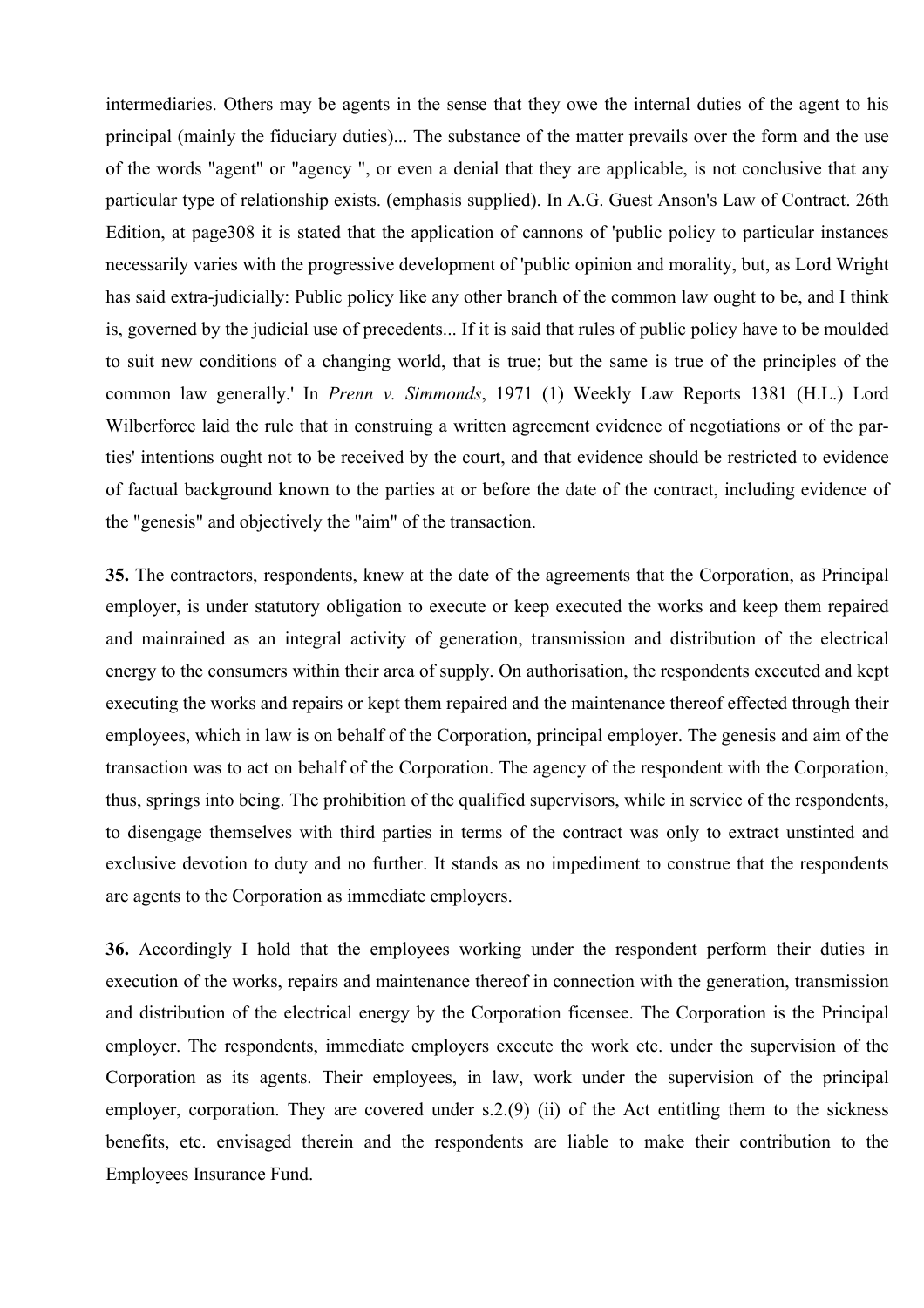intermediaries. Others may be agents in the sense that they owe the internal duties of the agent to his principal (mainly the fiduciary duties)... The substance of the matter prevails over the form and the use of the words "agent" or "agency ", or even a denial that they are applicable, is not conclusive that any particular type of relationship exists. (emphasis supplied). In A.G. Guest Anson's Law of Contract. 26th Edition, at page308 it is stated that the application of cannons of 'public policy to particular instances necessarily varies with the progressive development of 'public opinion and morality, but, as Lord Wright has said extra-judicially: Public policy like any other branch of the common law ought to be, and I think is, governed by the judicial use of precedents... If it is said that rules of public policy have to be moulded to suit new conditions of a changing world, that is true; but the same is true of the principles of the common law generally.' In *Prenn v. Simmonds*, 1971 (1) Weekly Law Reports 1381 (H.L.) Lord Wilberforce laid the rule that in construing a written agreement evidence of negotiations or of the parties' intentions ought not to be received by the court, and that evidence should be restricted to evidence of factual background known to the parties at or before the date of the contract, including evidence of the "genesis" and objectively the "aim" of the transaction.

**35.** The contractors, respondents, knew at the date of the agreements that the Corporation, as Principal employer, is under statutory obligation to execute or keep executed the works and keep them repaired and mainrained as an integral activity of generation, transmission and distribution of the electrical energy to the consumers within their area of supply. On authorisation, the respondents executed and kept executing the works and repairs or kept them repaired and the maintenance thereof effected through their employees, which in law is on behalf of the Corporation, principal employer. The genesis and aim of the transaction was to act on behalf of the Corporation. The agency of the respondent with the Corporation, thus, springs into being. The prohibition of the qualified supervisors, while in service of the respondents, to disengage themselves with third parties in terms of the contract was only to extract unstinted and exclusive devotion to duty and no further. It stands as no impediment to construe that the respondents are agents to the Corporation as immediate employers.

**36.** Accordingly I hold that the employees working under the respondent perform their duties in execution of the works, repairs and maintenance thereof in connection with the generation, transmission and distribution of the electrical energy by the Corporation ficensee. The Corporation is the Principal employer. The respondents, immediate employers execute the work etc. under the supervision of the Corporation as its agents. Their employees, in law, work under the supervision of the principal employer, corporation. They are covered under s.2.(9) (ii) of the Act entitling them to the sickness benefits, etc. envisaged therein and the respondents are liable to make their contribution to the Employees Insurance Fund.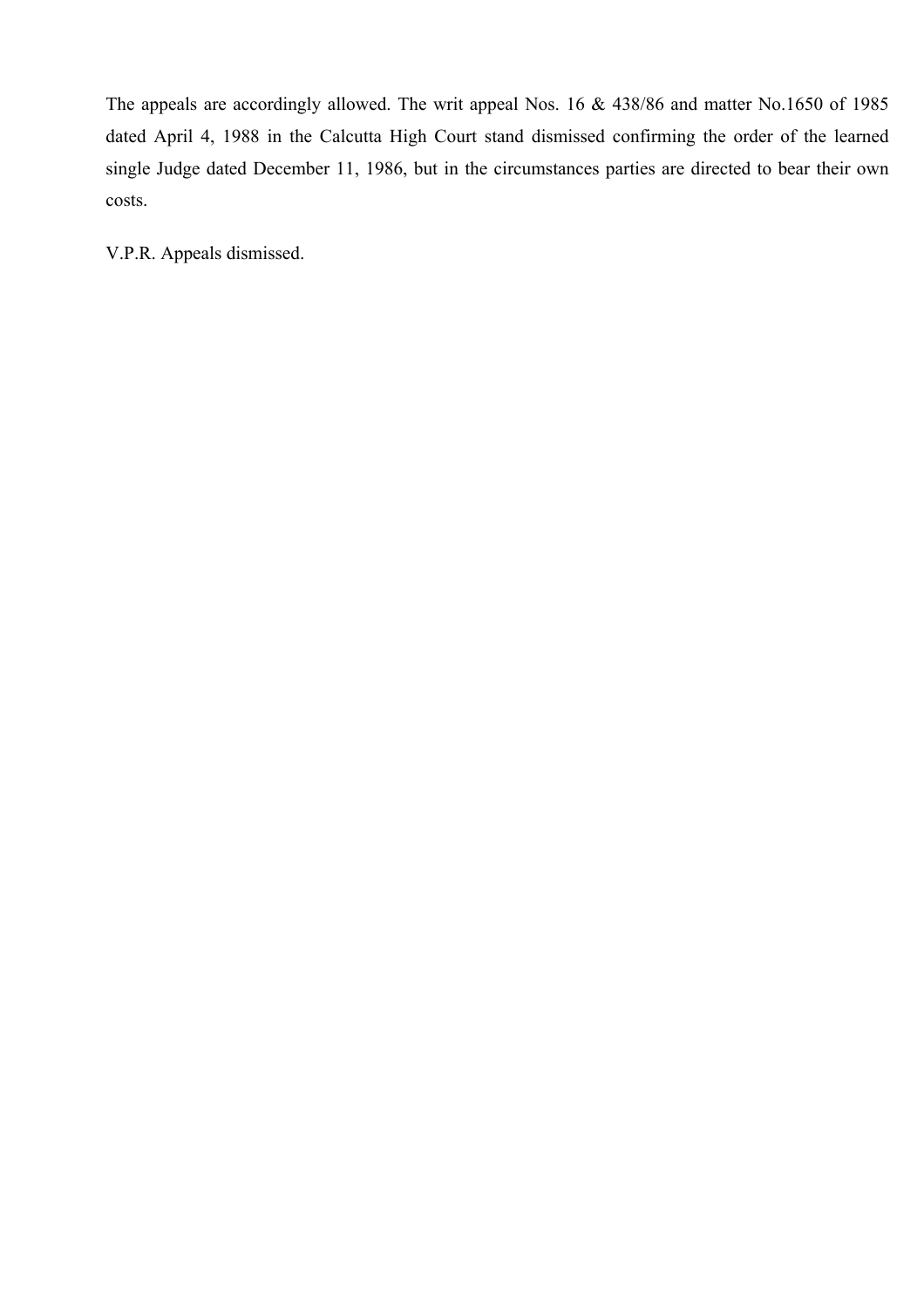The appeals are accordingly allowed. The writ appeal Nos. 16 & 438/86 and matter No.1650 of 1985 dated April 4, 1988 in the Calcutta High Court stand dismissed confirming the order of the learned single Judge dated December 11, 1986, but in the circumstances parties are directed to bear their own costs.

V.P.R. Appeals dismissed.